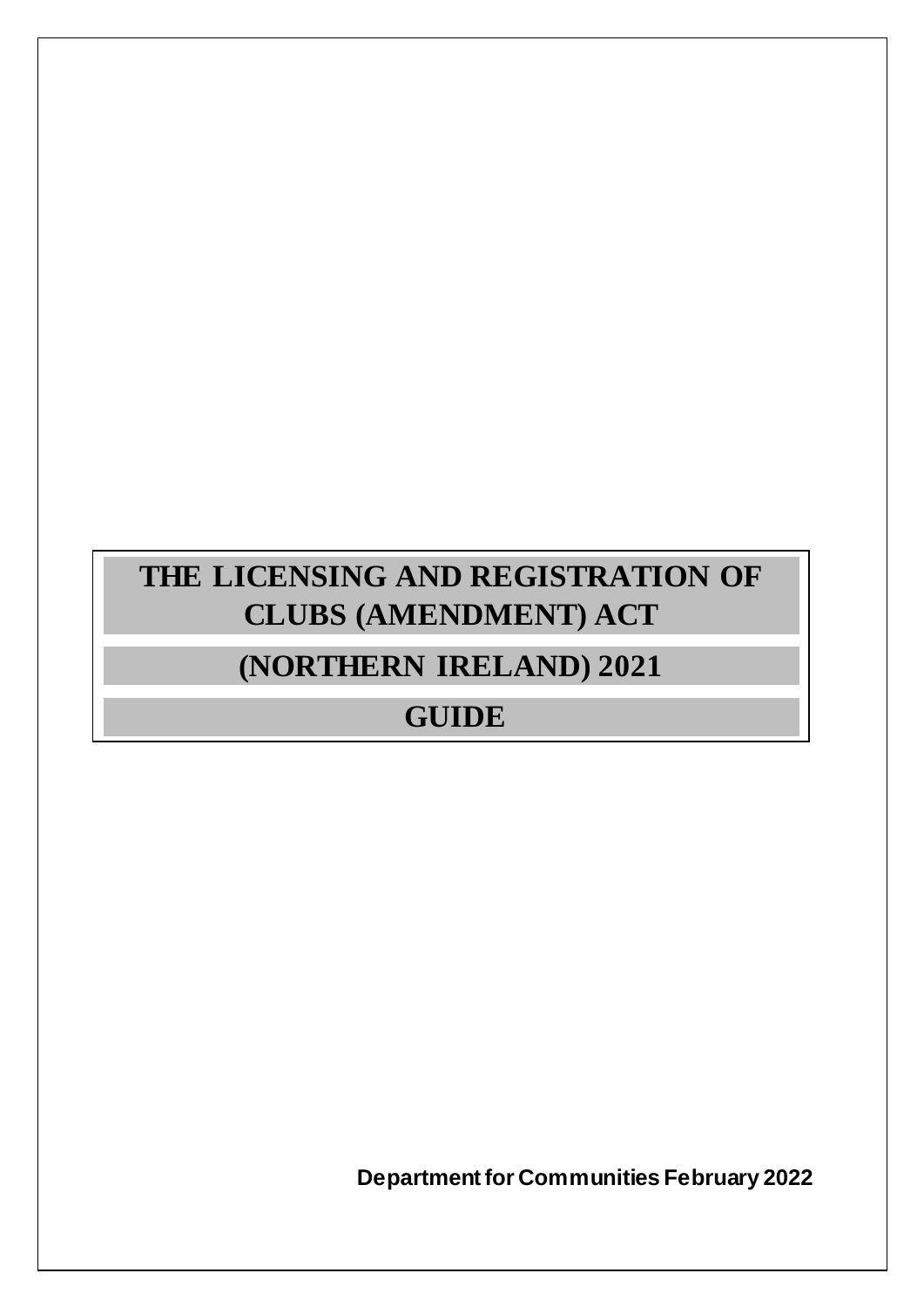# THE LICENSING AND REGISTRATION OF CLUBS (AMENDMENT) ACT

# (NORTHERN IRELAND) 2021

# GUIDE

**Department for Communities February 2022**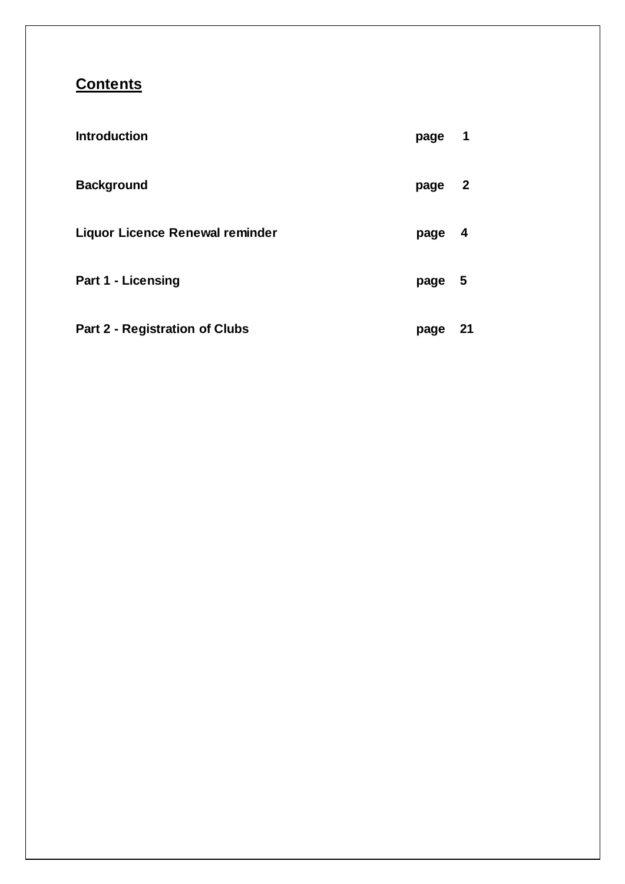## Contents

| | |
|---|---|
| **Introduction** | **page 1** |
| **Background** | **page 2** |
| **Liquor Licence Renewal reminder** | **page 4** |
| **Part 1 - Licensing** | **page 5** |
| **Part 2 - Registration of Clubs** | **page 21** |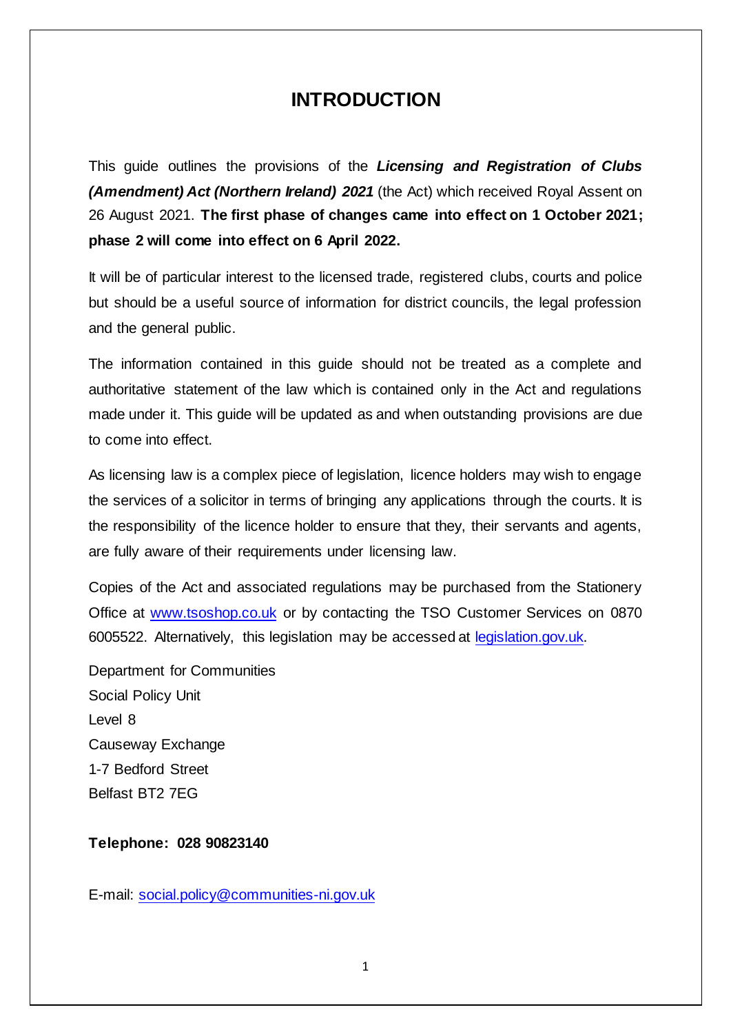# INTRODUCTION

This guide outlines the provisions of the ***Licensing and Registration of Clubs (Amendment) Act (Northern Ireland) 2021*** (the Act) which received Royal Assent on 26 August 2021. **The first phase of changes came into effect on 1 October 2021; phase 2 will come into effect on 6 April 2022.**

It will be of particular interest to the licensed trade, registered clubs, courts and police but should be a useful source of information for district councils, the legal profession and the general public.

The information contained in this guide should not be treated as a complete and authoritative statement of the law which is contained only in the Act and regulations made under it. This guide will be updated as and when outstanding provisions are due to come into effect.

As licensing law is a complex piece of legislation, licence holders may wish to engage the services of a solicitor in terms of bringing any applications through the courts. It is the responsibility of the licence holder to ensure that they, their servants and agents, are fully aware of their requirements under licensing law.

Copies of the Act and associated regulations may be purchased from the Stationery Office at [www.tsoshop.co.uk](http://www.tsoshop.co.uk) or by contacting the TSO Customer Services on 0870 6005522. Alternatively, this legislation may be accessed at [legislation.gov.uk](http://legislation.gov.uk).

Department for Communities
Social Policy Unit
Level 8
Causeway Exchange
1-7 Bedford Street
Belfast BT2 7EG

**Telephone: 028 90823140**

E-mail: [social.policy@communities-ni.gov.uk](mailto:social.policy@communities-ni.gov.uk)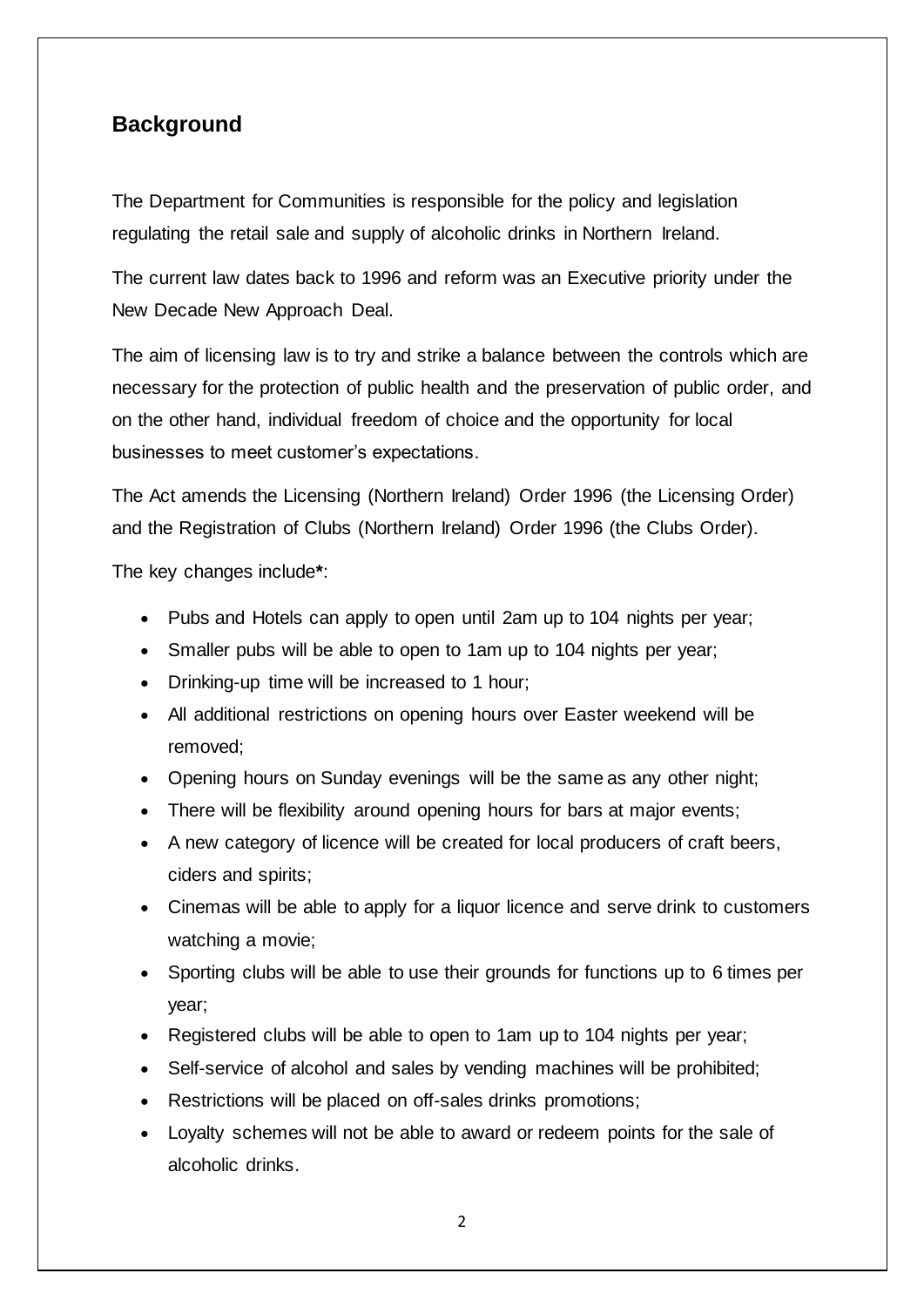## Background

The Department for Communities is responsible for the policy and legislation regulating the retail sale and supply of alcoholic drinks in Northern Ireland.

The current law dates back to 1996 and reform was an Executive priority under the New Decade New Approach Deal.

The aim of licensing law is to try and strike a balance between the controls which are necessary for the protection of public health and the preservation of public order, and on the other hand, individual freedom of choice and the opportunity for local businesses to meet customer's expectations.

The Act amends the Licensing (Northern Ireland) Order 1996 (the Licensing Order) and the Registration of Clubs (Northern Ireland) Order 1996 (the Clubs Order).

The key changes include**\***:

- Pubs and Hotels can apply to open until 2am up to 104 nights per year;
- Smaller pubs will be able to open to 1am up to 104 nights per year;
- Drinking-up time will be increased to 1 hour;
- All additional restrictions on opening hours over Easter weekend will be removed;
- Opening hours on Sunday evenings will be the same as any other night;
- There will be flexibility around opening hours for bars at major events;
- A new category of licence will be created for local producers of craft beers, ciders and spirits;
- Cinemas will be able to apply for a liquor licence and serve drink to customers watching a movie;
- Sporting clubs will be able to use their grounds for functions up to 6 times per year;
- Registered clubs will be able to open to 1am up to 104 nights per year;
- Self-service of alcohol and sales by vending machines will be prohibited;
- Restrictions will be placed on off-sales drinks promotions;
- Loyalty schemes will not be able to award or redeem points for the sale of alcoholic drinks.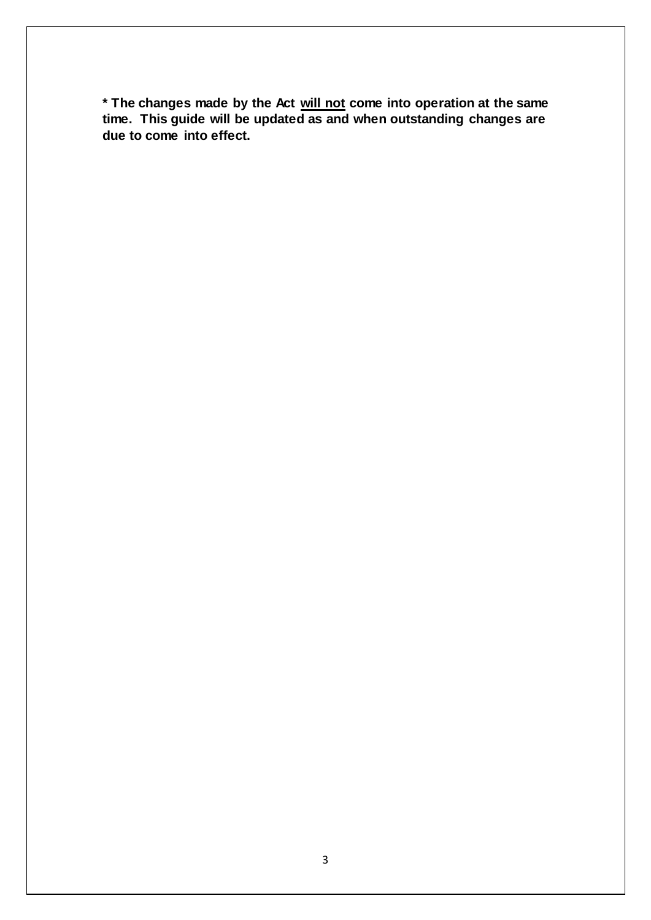**\* The changes made by the Act <u>will not</u> come into operation at the same time. This guide will be updated as and when outstanding changes are due to come into effect.**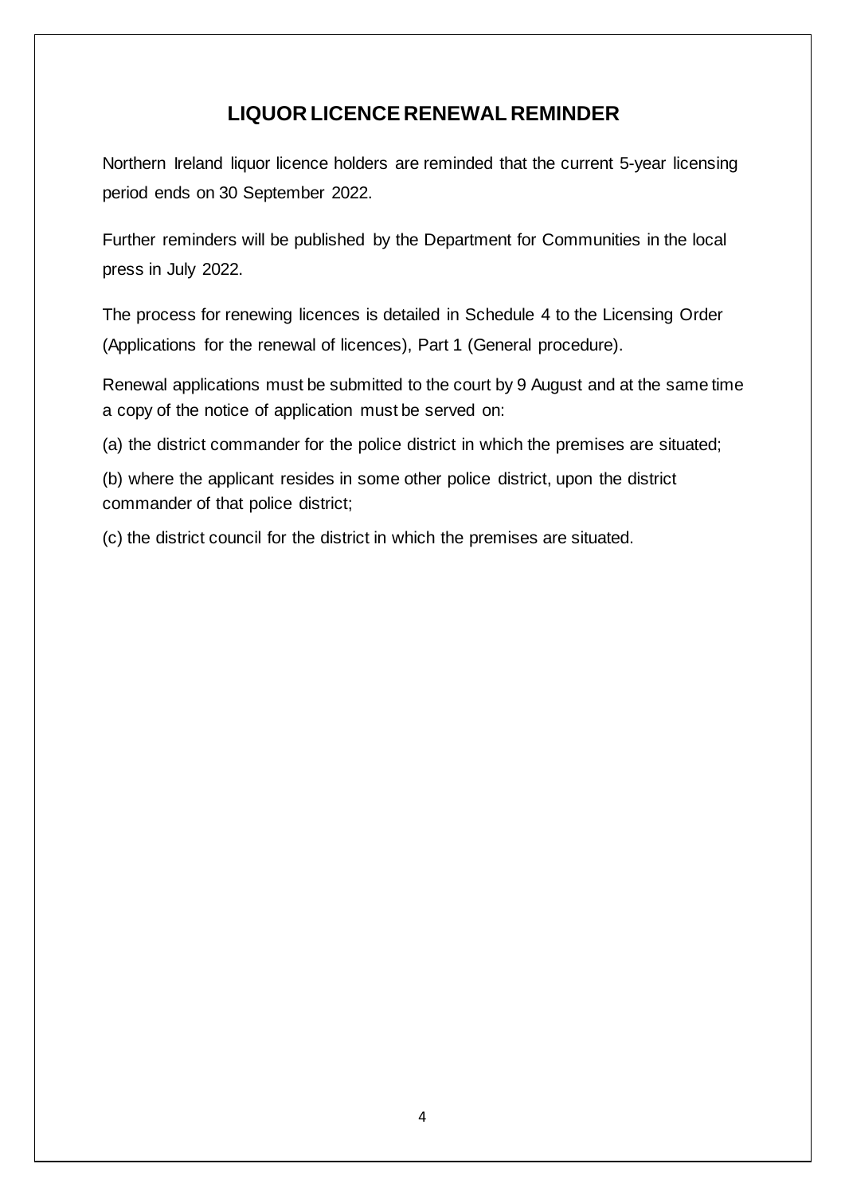## LIQUOR LICENCE RENEWAL REMINDER

Northern Ireland liquor licence holders are reminded that the current 5-year licensing period ends on 30 September 2022.

Further reminders will be published by the Department for Communities in the local press in July 2022.

The process for renewing licences is detailed in Schedule 4 to the Licensing Order (Applications for the renewal of licences), Part 1 (General procedure).

Renewal applications must be submitted to the court by 9 August and at the same time a copy of the notice of application must be served on:

(a) the district commander for the police district in which the premises are situated;

(b) where the applicant resides in some other police district, upon the district commander of that police district;

(c) the district council for the district in which the premises are situated.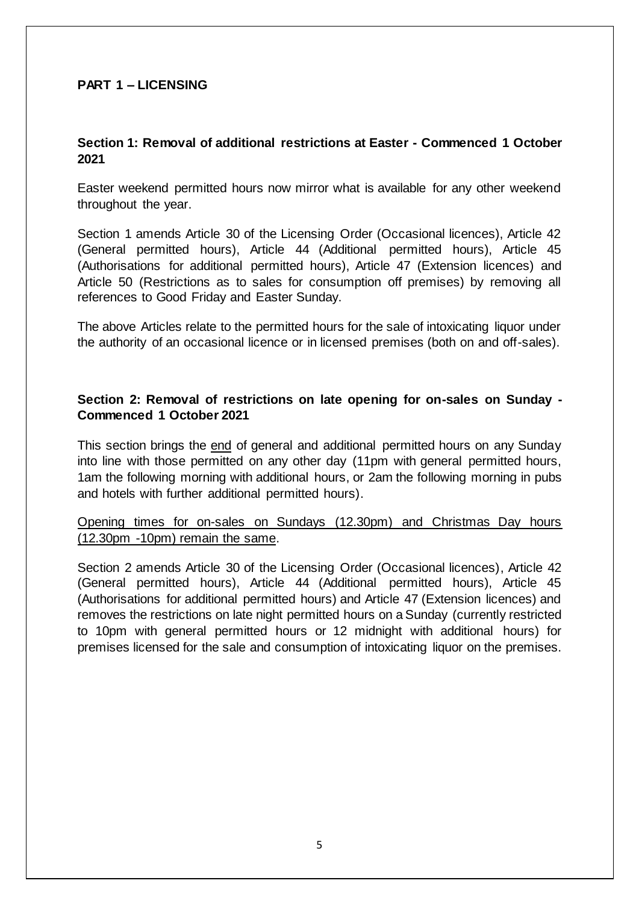# PART 1 – LICENSING

## Section 1: Removal of additional restrictions at Easter - Commenced 1 October 2021

Easter weekend permitted hours now mirror what is available for any other weekend throughout the year.

Section 1 amends Article 30 of the Licensing Order (Occasional licences), Article 42 (General permitted hours), Article 44 (Additional permitted hours), Article 45 (Authorisations for additional permitted hours), Article 47 (Extension licences) and Article 50 (Restrictions as to sales for consumption off premises) by removing all references to Good Friday and Easter Sunday.

The above Articles relate to the permitted hours for the sale of intoxicating liquor under the authority of an occasional licence or in licensed premises (both on and off-sales).

## Section 2: Removal of restrictions on late opening for on-sales on Sunday - Commenced 1 October 2021

This section brings the <u>end</u> of general and additional permitted hours on any Sunday into line with those permitted on any other day (11pm with general permitted hours, 1am the following morning with additional hours, or 2am the following morning in pubs and hotels with further additional permitted hours).

<u>Opening times for on-sales on Sundays (12.30pm) and Christmas Day hours (12.30pm -10pm) remain the same</u>.

Section 2 amends Article 30 of the Licensing Order (Occasional licences), Article 42 (General permitted hours), Article 44 (Additional permitted hours), Article 45 (Authorisations for additional permitted hours) and Article 47 (Extension licences) and removes the restrictions on late night permitted hours on a Sunday (currently restricted to 10pm with general permitted hours or 12 midnight with additional hours) for premises licensed for the sale and consumption of intoxicating liquor on the premises.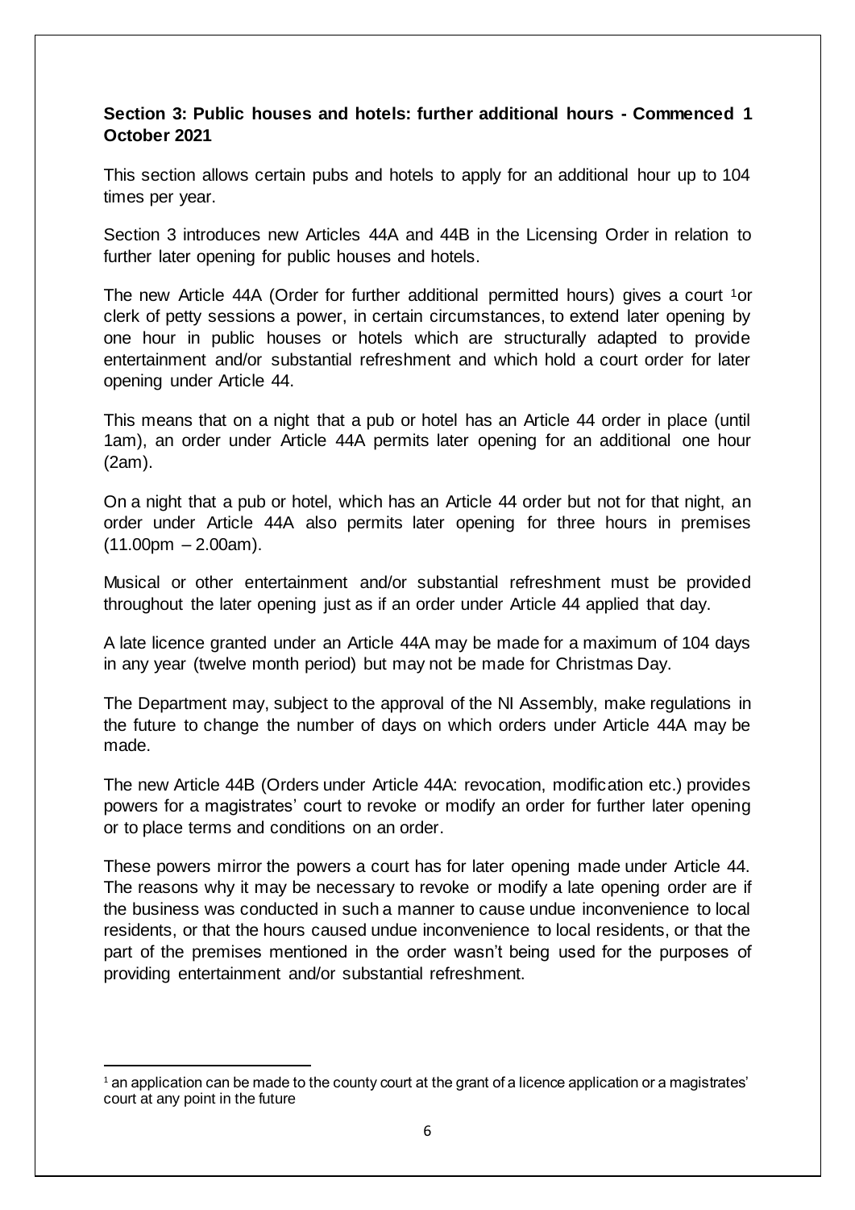**Section 3: Public houses and hotels: further additional hours - Commenced 1 October 2021**

This section allows certain pubs and hotels to apply for an additional hour up to 104 times per year.

Section 3 introduces new Articles 44A and 44B in the Licensing Order in relation to further later opening for public houses and hotels.

The new Article 44A (Order for further additional permitted hours) gives a court [1]or clerk of petty sessions a power, in certain circumstances, to extend later opening by one hour in public houses or hotels which are structurally adapted to provide entertainment and/or substantial refreshment and which hold a court order for later opening under Article 44.

This means that on a night that a pub or hotel has an Article 44 order in place (until 1am), an order under Article 44A permits later opening for an additional one hour (2am).

On a night that a pub or hotel, which has an Article 44 order but not for that night, an order under Article 44A also permits later opening for three hours in premises (11.00pm – 2.00am).

Musical or other entertainment and/or substantial refreshment must be provided throughout the later opening just as if an order under Article 44 applied that day.

A late licence granted under an Article 44A may be made for a maximum of 104 days in any year (twelve month period) but may not be made for Christmas Day.

The Department may, subject to the approval of the NI Assembly, make regulations in the future to change the number of days on which orders under Article 44A may be made.

The new Article 44B (Orders under Article 44A: revocation, modification etc.) provides powers for a magistrates' court to revoke or modify an order for further later opening or to place terms and conditions on an order.

These powers mirror the powers a court has for later opening made under Article 44. The reasons why it may be necessary to revoke or modify a late opening order are if the business was conducted in such a manner to cause undue inconvenience to local residents, or that the hours caused undue inconvenience to local residents, or that the part of the premises mentioned in the order wasn't being used for the purposes of providing entertainment and/or substantial refreshment.

---

[1] an application can be made to the county court at the grant of a licence application or a magistrates' court at any point in the future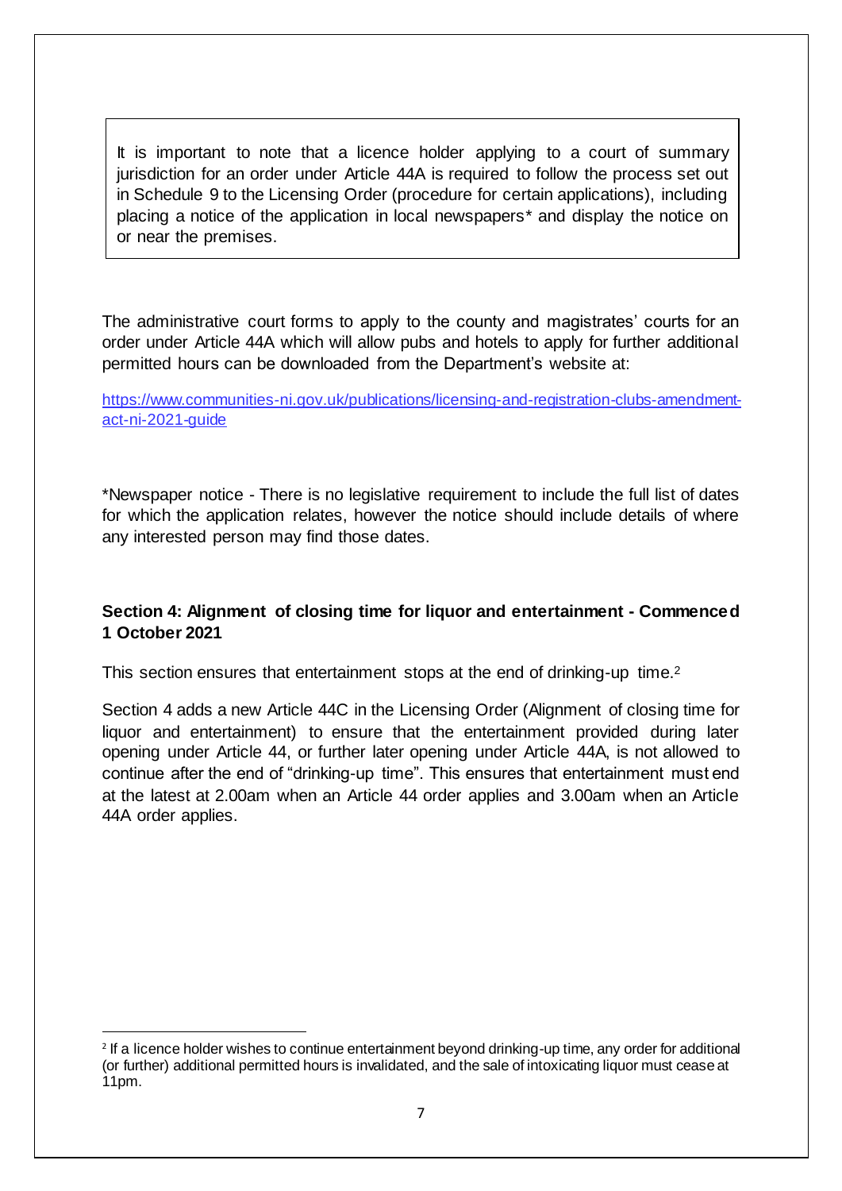> It is important to note that a licence holder applying to a court of summary jurisdiction for an order under Article 44A is required to follow the process set out in Schedule 9 to the Licensing Order (procedure for certain applications), including placing a notice of the application in local newspapers* and display the notice on or near the premises.

The administrative court forms to apply to the county and magistrates' courts for an order under Article 44A which will allow pubs and hotels to apply for further additional permitted hours can be downloaded from the Department's website at:

[https://www.communities-ni.gov.uk/publications/licensing-and-registration-clubs-amendment-act-ni-2021-guide](https://www.communities-ni.gov.uk/publications/licensing-and-registration-clubs-amendment-act-ni-2021-guide)

*Newspaper notice - There is no legislative requirement to include the full list of dates for which the application relates, however the notice should include details of where any interested person may find those dates.

### Section 4: Alignment of closing time for liquor and entertainment - Commenced 1 October 2021

This section ensures that entertainment stops at the end of drinking-up time.[2]

Section 4 adds a new Article 44C in the Licensing Order (Alignment of closing time for liquor and entertainment) to ensure that the entertainment provided during later opening under Article 44, or further later opening under Article 44A, is not allowed to continue after the end of "drinking-up time". This ensures that entertainment must end at the latest at 2.00am when an Article 44 order applies and 3.00am when an Article 44A order applies.

---

[2] If a licence holder wishes to continue entertainment beyond drinking-up time, any order for additional (or further) additional permitted hours is invalidated, and the sale of intoxicating liquor must cease at 11pm.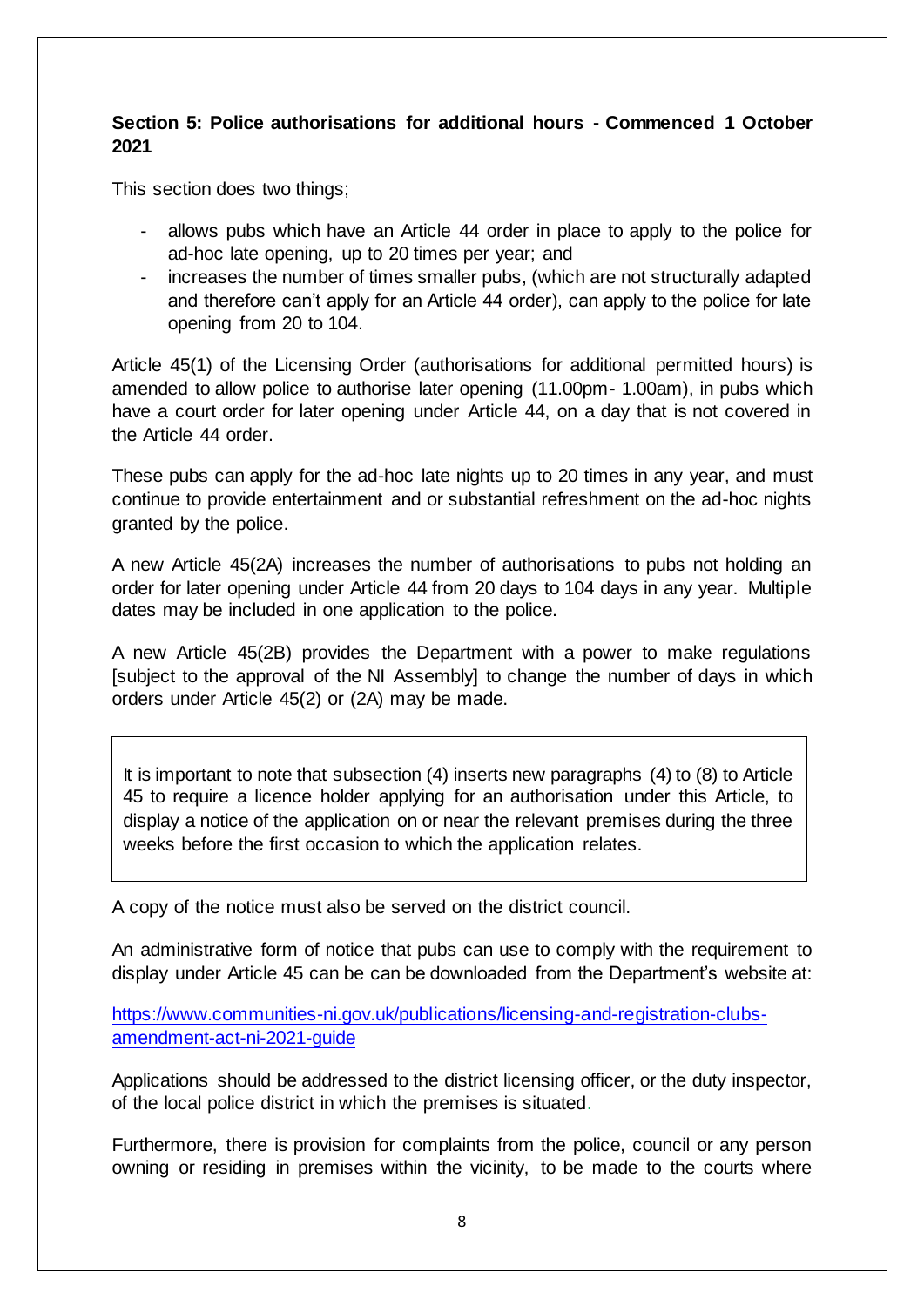**Section 5: Police authorisations for additional hours - Commenced 1 October 2021**

This section does two things;

- allows pubs which have an Article 44 order in place to apply to the police for ad-hoc late opening, up to 20 times per year; and
- increases the number of times smaller pubs, (which are not structurally adapted and therefore can't apply for an Article 44 order), can apply to the police for late opening from 20 to 104.

Article 45(1) of the Licensing Order (authorisations for additional permitted hours) is amended to allow police to authorise later opening (11.00pm- 1.00am), in pubs which have a court order for later opening under Article 44, on a day that is not covered in the Article 44 order.

These pubs can apply for the ad-hoc late nights up to 20 times in any year, and must continue to provide entertainment and or substantial refreshment on the ad-hoc nights granted by the police.

A new Article 45(2A) increases the number of authorisations to pubs not holding an order for later opening under Article 44 from 20 days to 104 days in any year. Multiple dates may be included in one application to the police.

A new Article 45(2B) provides the Department with a power to make regulations [subject to the approval of the NI Assembly] to change the number of days in which orders under Article 45(2) or (2A) may be made.

> It is important to note that subsection (4) inserts new paragraphs (4) to (8) to Article 45 to require a licence holder applying for an authorisation under this Article, to display a notice of the application on or near the relevant premises during the three weeks before the first occasion to which the application relates.

A copy of the notice must also be served on the district council.

An administrative form of notice that pubs can use to comply with the requirement to display under Article 45 can be can be downloaded from the Department's website at:

[https://www.communities-ni.gov.uk/publications/licensing-and-registration-clubs-amendment-act-ni-2021-guide](https://www.communities-ni.gov.uk/publications/licensing-and-registration-clubs-amendment-act-ni-2021-guide)

Applications should be addressed to the district licensing officer, or the duty inspector, of the local police district in which the premises is situated.

Furthermore, there is provision for complaints from the police, council or any person owning or residing in premises within the vicinity, to be made to the courts where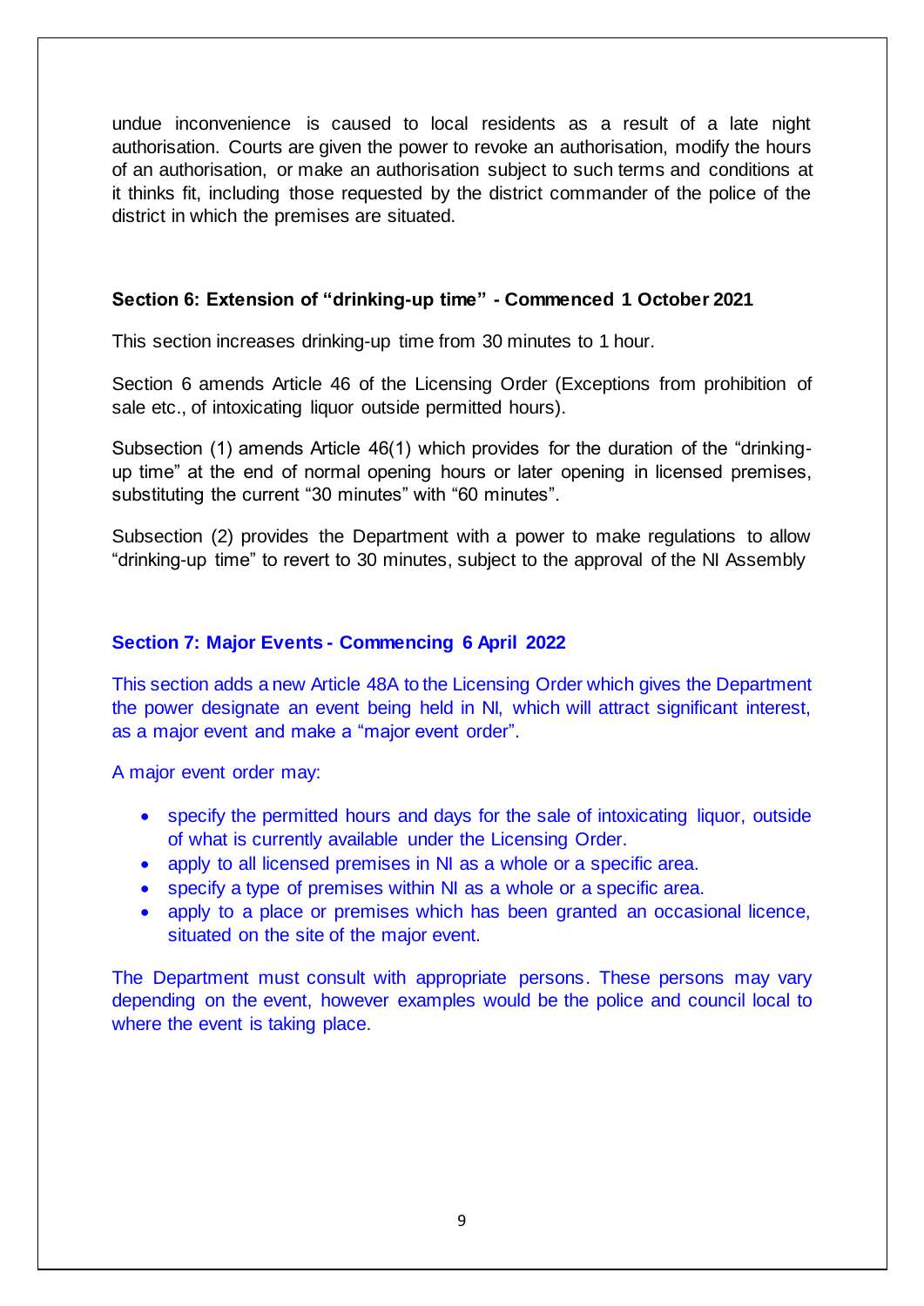undue inconvenience is caused to local residents as a result of a late night authorisation. Courts are given the power to revoke an authorisation, modify the hours of an authorisation, or make an authorisation subject to such terms and conditions at it thinks fit, including those requested by the district commander of the police of the district in which the premises are situated.

### Section 6: Extension of "drinking-up time" - Commenced 1 October 2021

This section increases drinking-up time from 30 minutes to 1 hour.

Section 6 amends Article 46 of the Licensing Order (Exceptions from prohibition of sale etc., of intoxicating liquor outside permitted hours).

Subsection (1) amends Article 46(1) which provides for the duration of the "drinking-up time" at the end of normal opening hours or later opening in licensed premises, substituting the current "30 minutes" with "60 minutes".

Subsection (2) provides the Department with a power to make regulations to allow "drinking-up time" to revert to 30 minutes, subject to the approval of the NI Assembly

### Section 7: Major Events - Commencing 6 April 2022

This section adds a new Article 48A to the Licensing Order which gives the Department the power designate an event being held in NI, which will attract significant interest, as a major event and make a "major event order".

A major event order may:

- specify the permitted hours and days for the sale of intoxicating liquor, outside of what is currently available under the Licensing Order.
- apply to all licensed premises in NI as a whole or a specific area.
- specify a type of premises within NI as a whole or a specific area.
- apply to a place or premises which has been granted an occasional licence, situated on the site of the major event.

The Department must consult with appropriate persons. These persons may vary depending on the event, however examples would be the police and council local to where the event is taking place.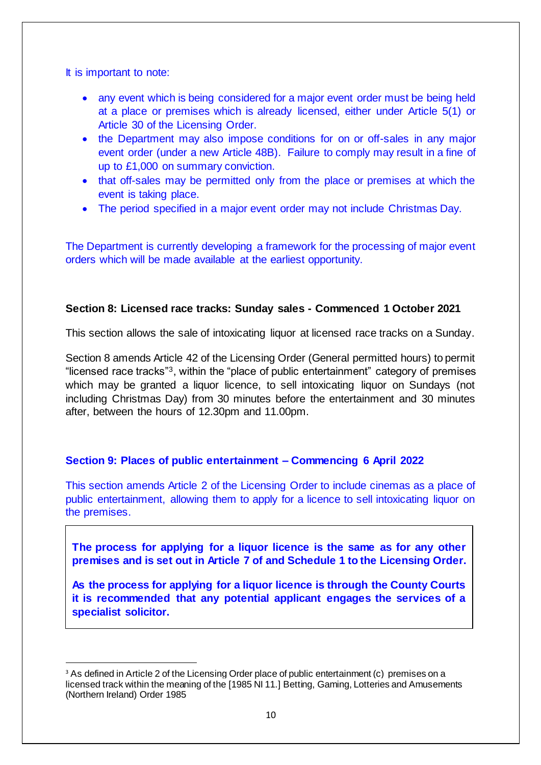It is important to note:

- any event which is being considered for a major event order must be being held at a place or premises which is already licensed, either under Article 5(1) or Article 30 of the Licensing Order.
- the Department may also impose conditions for on or off-sales in any major event order (under a new Article 48B). Failure to comply may result in a fine of up to £1,000 on summary conviction.
- that off-sales may be permitted only from the place or premises at which the event is taking place.
- The period specified in a major event order may not include Christmas Day.

The Department is currently developing a framework for the processing of major event orders which will be made available at the earliest opportunity.

### Section 8: Licensed race tracks: Sunday sales - Commenced 1 October 2021

This section allows the sale of intoxicating liquor at licensed race tracks on a Sunday.

Section 8 amends Article 42 of the Licensing Order (General permitted hours) to permit "licensed race tracks"[3], within the "place of public entertainment" category of premises which may be granted a liquor licence, to sell intoxicating liquor on Sundays (not including Christmas Day) from 30 minutes before the entertainment and 30 minutes after, between the hours of 12.30pm and 11.00pm.

### Section 9: Places of public entertainment – Commencing 6 April 2022

This section amends Article 2 of the Licensing Order to include cinemas as a place of public entertainment, allowing them to apply for a licence to sell intoxicating liquor on the premises.

**The process for applying for a liquor licence is the same as for any other premises and is set out in Article 7 of and Schedule 1 to the Licensing Order.**

**As the process for applying for a liquor licence is through the County Courts it is recommended that any potential applicant engages the services of a specialist solicitor.**

[3] As defined in Article 2 of the Licensing Order place of public entertainment (c) premises on a licensed track within the meaning of the [1985 NI 11.] Betting, Gaming, Lotteries and Amusements (Northern Ireland) Order 1985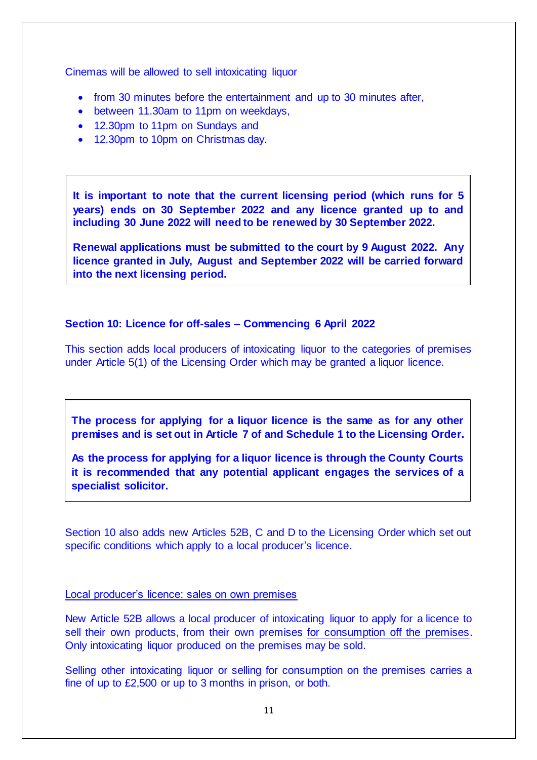Cinemas will be allowed to sell intoxicating liquor

- from 30 minutes before the entertainment and up to 30 minutes after,
- between 11.30am to 11pm on weekdays,
- 12.30pm to 11pm on Sundays and
- 12.30pm to 10pm on Christmas day.

> **It is important to note that the current licensing period (which runs for 5 years) ends on 30 September 2022 and any licence granted up to and including 30 June 2022 will need to be renewed by 30 September 2022.**
>
> **Renewal applications must be submitted to the court by 9 August 2022. Any licence granted in July, August and September 2022 will be carried forward into the next licensing period.**

### Section 10: Licence for off-sales – Commencing 6 April 2022

This section adds local producers of intoxicating liquor to the categories of premises under Article 5(1) of the Licensing Order which may be granted a liquor licence.

> **The process for applying for a liquor licence is the same as for any other premises and is set out in Article 7 of and Schedule 1 to the Licensing Order.**
>
> **As the process for applying for a liquor licence is through the County Courts it is recommended that any potential applicant engages the services of a specialist solicitor.**

Section 10 also adds new Articles 52B, C and D to the Licensing Order which set out specific conditions which apply to a local producer's licence.

<u>Local producer's licence: sales on own premises</u>

New Article 52B allows a local producer of intoxicating liquor to apply for a licence to sell their own products, from their own premises <u>for consumption off the premises</u>. Only intoxicating liquor produced on the premises may be sold.

Selling other intoxicating liquor or selling for consumption on the premises carries a fine of up to £2,500 or up to 3 months in prison, or both.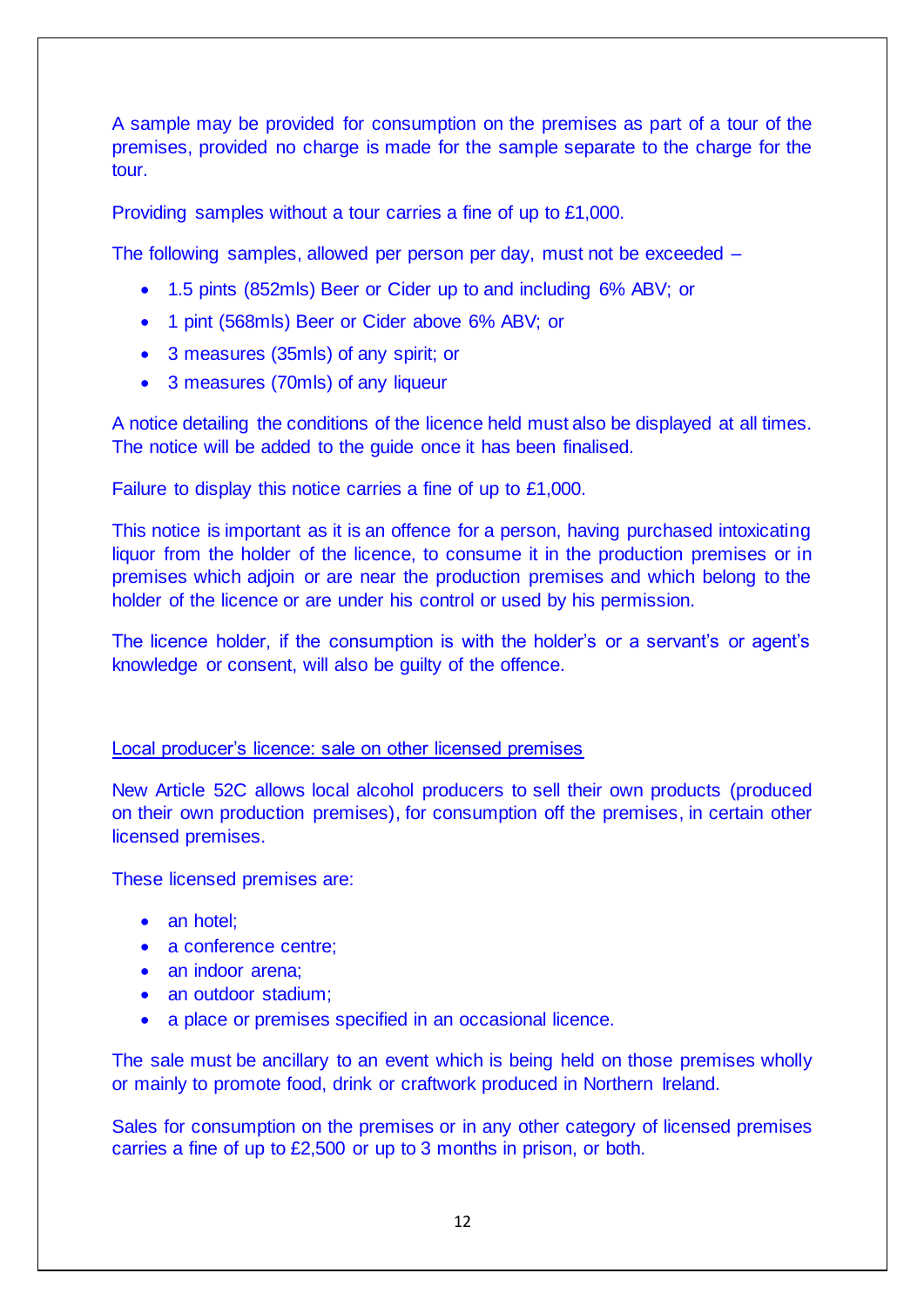A sample may be provided for consumption on the premises as part of a tour of the premises, provided no charge is made for the sample separate to the charge for the tour.

Providing samples without a tour carries a fine of up to £1,000.

The following samples, allowed per person per day, must not be exceeded –

- 1.5 pints (852mls) Beer or Cider up to and including 6% ABV; or
- 1 pint (568mls) Beer or Cider above 6% ABV; or
- 3 measures (35mls) of any spirit; or
- 3 measures (70mls) of any liqueur

A notice detailing the conditions of the licence held must also be displayed at all times. The notice will be added to the guide once it has been finalised.

Failure to display this notice carries a fine of up to £1,000.

This notice is important as it is an offence for a person, having purchased intoxicating liquor from the holder of the licence, to consume it in the production premises or in premises which adjoin or are near the production premises and which belong to the holder of the licence or are under his control or used by his permission.

The licence holder, if the consumption is with the holder's or a servant's or agent's knowledge or consent, will also be guilty of the offence.

<u>Local producer's licence: sale on other licensed premises</u>

New Article 52C allows local alcohol producers to sell their own products (produced on their own production premises), for consumption off the premises, in certain other licensed premises.

These licensed premises are:

- an hotel;
- a conference centre;
- an indoor arena;
- an outdoor stadium;
- a place or premises specified in an occasional licence.

The sale must be ancillary to an event which is being held on those premises wholly or mainly to promote food, drink or craftwork produced in Northern Ireland.

Sales for consumption on the premises or in any other category of licensed premises carries a fine of up to £2,500 or up to 3 months in prison, or both.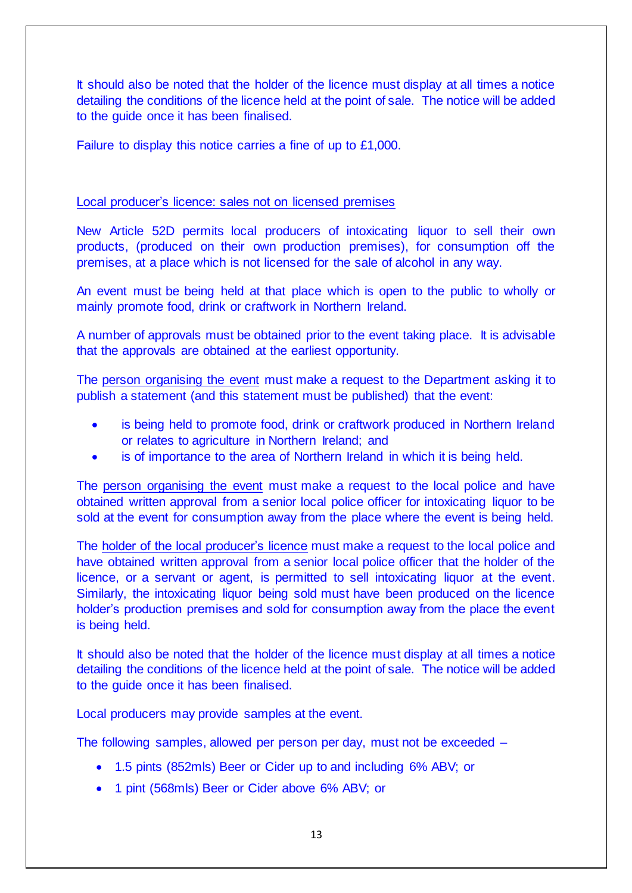It should also be noted that the holder of the licence must display at all times a notice detailing the conditions of the licence held at the point of sale. The notice will be added to the guide once it has been finalised.

Failure to display this notice carries a fine of up to £1,000.

<u>Local producer's licence: sales not on licensed premises</u>

New Article 52D permits local producers of intoxicating liquor to sell their own products, (produced on their own production premises), for consumption off the premises, at a place which is not licensed for the sale of alcohol in any way.

An event must be being held at that place which is open to the public to wholly or mainly promote food, drink or craftwork in Northern Ireland.

A number of approvals must be obtained prior to the event taking place. It is advisable that the approvals are obtained at the earliest opportunity.

The <u>person organising the event</u> must make a request to the Department asking it to publish a statement (and this statement must be published) that the event:

- is being held to promote food, drink or craftwork produced in Northern Ireland or relates to agriculture in Northern Ireland; and
- is of importance to the area of Northern Ireland in which it is being held.

The <u>person organising the event</u> must make a request to the local police and have obtained written approval from a senior local police officer for intoxicating liquor to be sold at the event for consumption away from the place where the event is being held.

The <u>holder of the local producer's licence</u> must make a request to the local police and have obtained written approval from a senior local police officer that the holder of the licence, or a servant or agent, is permitted to sell intoxicating liquor at the event. Similarly, the intoxicating liquor being sold must have been produced on the licence holder's production premises and sold for consumption away from the place the event is being held.

It should also be noted that the holder of the licence must display at all times a notice detailing the conditions of the licence held at the point of sale. The notice will be added to the guide once it has been finalised.

Local producers may provide samples at the event.

The following samples, allowed per person per day, must not be exceeded –

- 1.5 pints (852mls) Beer or Cider up to and including 6% ABV; or
- 1 pint (568mls) Beer or Cider above 6% ABV; or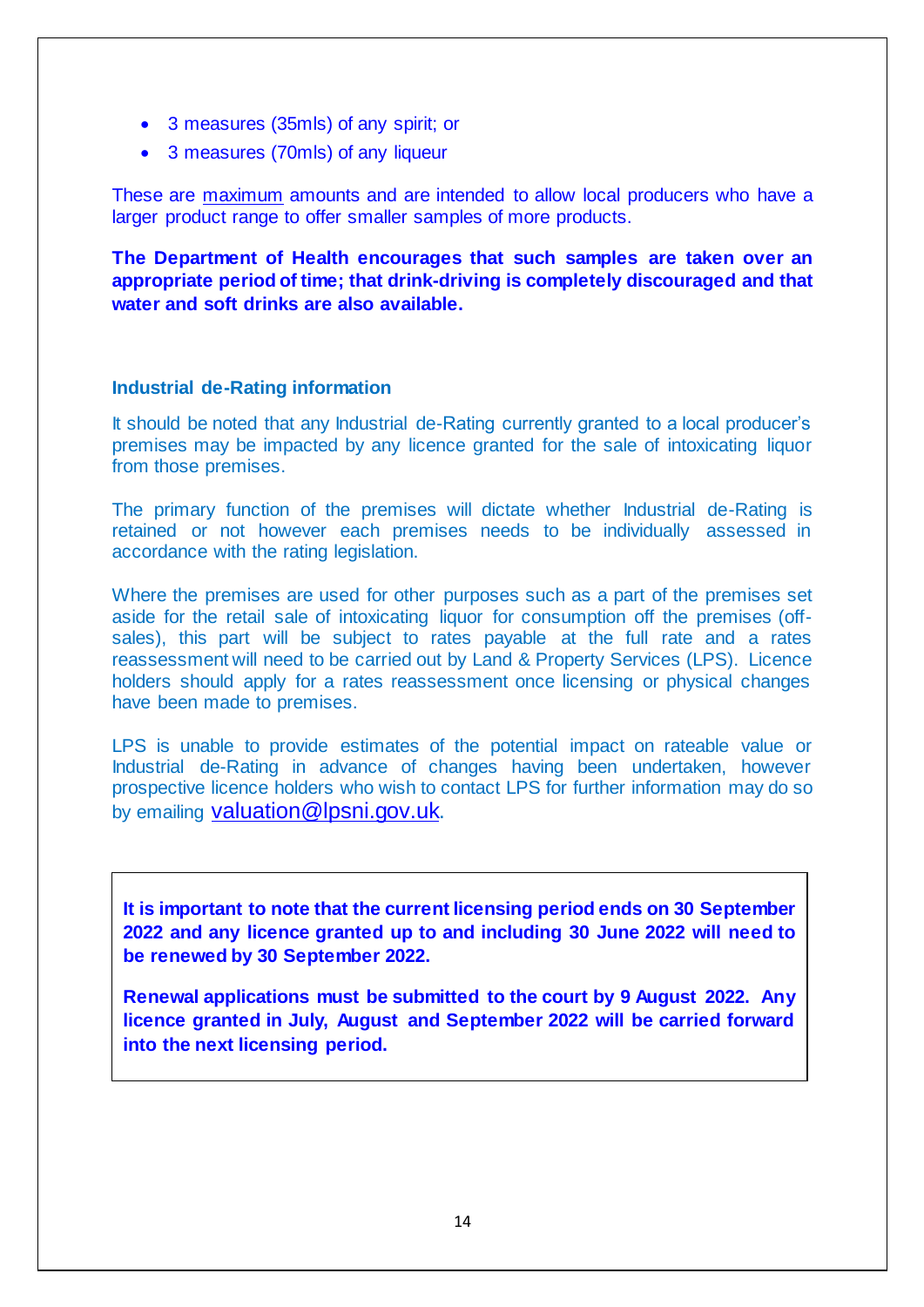- 3 measures (35mls) of any spirit; or
- 3 measures (70mls) of any liqueur

These are maximum amounts and are intended to allow local producers who have a larger product range to offer smaller samples of more products.

**The Department of Health encourages that such samples are taken over an appropriate period of time; that drink-driving is completely discouraged and that water and soft drinks are also available.**

### Industrial de-Rating information

It should be noted that any Industrial de-Rating currently granted to a local producer's premises may be impacted by any licence granted for the sale of intoxicating liquor from those premises.

The primary function of the premises will dictate whether Industrial de-Rating is retained or not however each premises needs to be individually assessed in accordance with the rating legislation.

Where the premises are used for other purposes such as a part of the premises set aside for the retail sale of intoxicating liquor for consumption off the premises (off-sales), this part will be subject to rates payable at the full rate and a rates reassessment will need to be carried out by Land & Property Services (LPS). Licence holders should apply for a rates reassessment once licensing or physical changes have been made to premises.

LPS is unable to provide estimates of the potential impact on rateable value or Industrial de-Rating in advance of changes having been undertaken, however prospective licence holders who wish to contact LPS for further information may do so by emailing valuation@lpsni.gov.uk.

**It is important to note that the current licensing period ends on 30 September 2022 and any licence granted up to and including 30 June 2022 will need to be renewed by 30 September 2022.**

**Renewal applications must be submitted to the court by 9 August 2022. Any licence granted in July, August and September 2022 will be carried forward into the next licensing period.**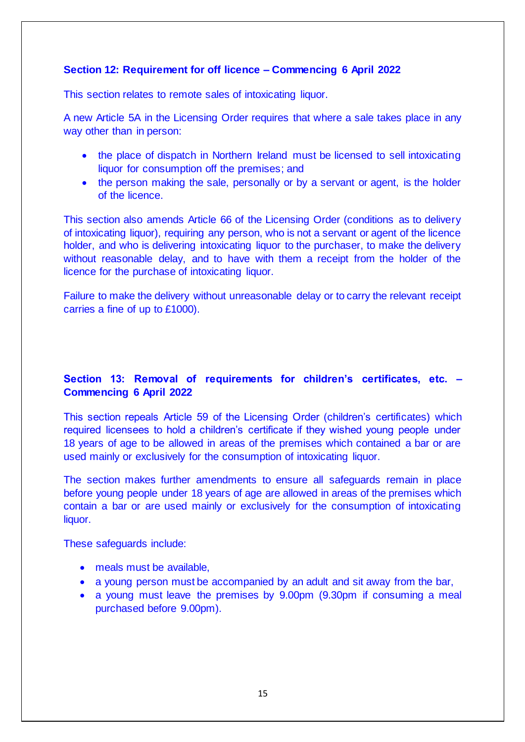**Section 12: Requirement for off licence – Commencing 6 April 2022**

This section relates to remote sales of intoxicating liquor.

A new Article 5A in the Licensing Order requires that where a sale takes place in any way other than in person:

- the place of dispatch in Northern Ireland must be licensed to sell intoxicating liquor for consumption off the premises; and
- the person making the sale, personally or by a servant or agent, is the holder of the licence.

This section also amends Article 66 of the Licensing Order (conditions as to delivery of intoxicating liquor), requiring any person, who is not a servant or agent of the licence holder, and who is delivering intoxicating liquor to the purchaser, to make the delivery without reasonable delay, and to have with them a receipt from the holder of the licence for the purchase of intoxicating liquor.

Failure to make the delivery without unreasonable delay or to carry the relevant receipt carries a fine of up to £1000).

**Section 13: Removal of requirements for children's certificates, etc. – Commencing 6 April 2022**

This section repeals Article 59 of the Licensing Order (children's certificates) which required licensees to hold a children's certificate if they wished young people under 18 years of age to be allowed in areas of the premises which contained a bar or are used mainly or exclusively for the consumption of intoxicating liquor.

The section makes further amendments to ensure all safeguards remain in place before young people under 18 years of age are allowed in areas of the premises which contain a bar or are used mainly or exclusively for the consumption of intoxicating liquor.

These safeguards include:

- meals must be available,
- a young person must be accompanied by an adult and sit away from the bar,
- a young must leave the premises by 9.00pm (9.30pm if consuming a meal purchased before 9.00pm).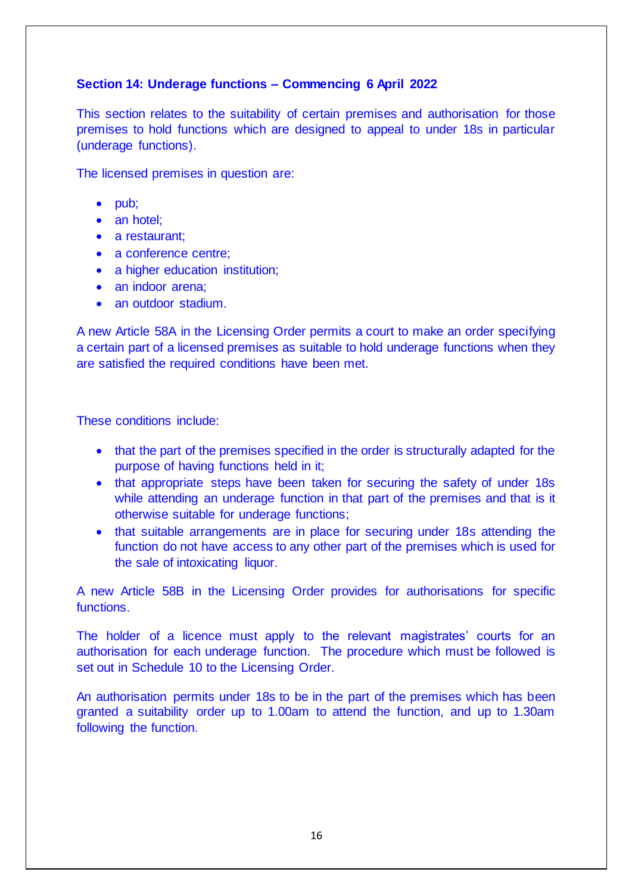### Section 14: Underage functions – Commencing 6 April 2022

This section relates to the suitability of certain premises and authorisation for those premises to hold functions which are designed to appeal to under 18s in particular (underage functions).

The licensed premises in question are:

- pub;
- an hotel;
- a restaurant;
- a conference centre;
- a higher education institution;
- an indoor arena;
- an outdoor stadium.

A new Article 58A in the Licensing Order permits a court to make an order specifying a certain part of a licensed premises as suitable to hold underage functions when they are satisfied the required conditions have been met.

These conditions include:

- that the part of the premises specified in the order is structurally adapted for the purpose of having functions held in it;
- that appropriate steps have been taken for securing the safety of under 18s while attending an underage function in that part of the premises and that is it otherwise suitable for underage functions;
- that suitable arrangements are in place for securing under 18s attending the function do not have access to any other part of the premises which is used for the sale of intoxicating liquor.

A new Article 58B in the Licensing Order provides for authorisations for specific functions.

The holder of a licence must apply to the relevant magistrates' courts for an authorisation for each underage function. The procedure which must be followed is set out in Schedule 10 to the Licensing Order.

An authorisation permits under 18s to be in the part of the premises which has been granted a suitability order up to 1.00am to attend the function, and up to 1.30am following the function.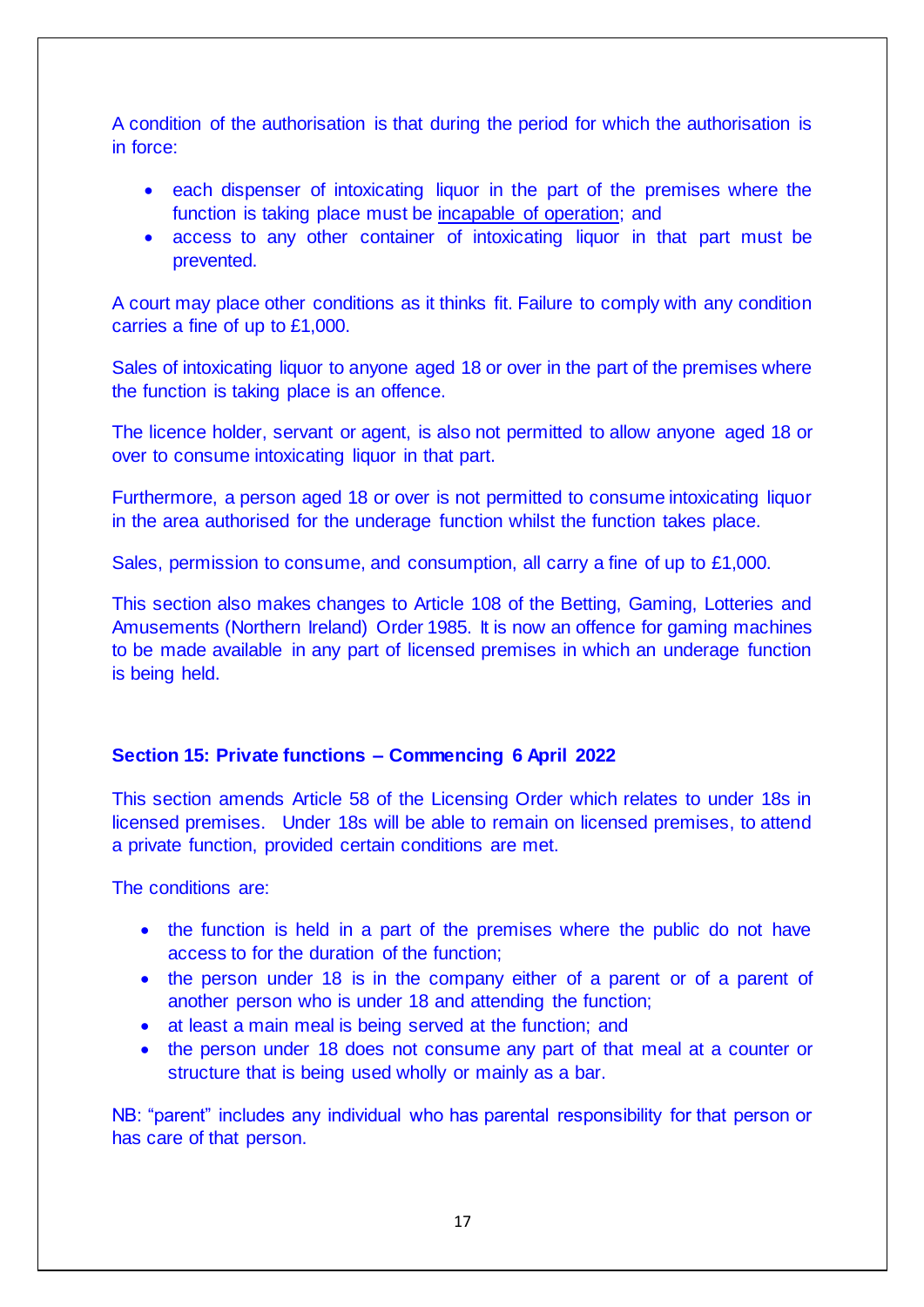A condition of the authorisation is that during the period for which the authorisation is in force:

- each dispenser of intoxicating liquor in the part of the premises where the function is taking place must be incapable of operation; and
- access to any other container of intoxicating liquor in that part must be prevented.

A court may place other conditions as it thinks fit. Failure to comply with any condition carries a fine of up to £1,000.

Sales of intoxicating liquor to anyone aged 18 or over in the part of the premises where the function is taking place is an offence.

The licence holder, servant or agent, is also not permitted to allow anyone aged 18 or over to consume intoxicating liquor in that part.

Furthermore, a person aged 18 or over is not permitted to consume intoxicating liquor in the area authorised for the underage function whilst the function takes place.

Sales, permission to consume, and consumption, all carry a fine of up to £1,000.

This section also makes changes to Article 108 of the Betting, Gaming, Lotteries and Amusements (Northern Ireland) Order 1985. It is now an offence for gaming machines to be made available in any part of licensed premises in which an underage function is being held.

**Section 15: Private functions – Commencing 6 April 2022**

This section amends Article 58 of the Licensing Order which relates to under 18s in licensed premises. Under 18s will be able to remain on licensed premises, to attend a private function, provided certain conditions are met.

The conditions are:

- the function is held in a part of the premises where the public do not have access to for the duration of the function;
- the person under 18 is in the company either of a parent or of a parent of another person who is under 18 and attending the function;
- at least a main meal is being served at the function; and
- the person under 18 does not consume any part of that meal at a counter or structure that is being used wholly or mainly as a bar.

NB: "parent" includes any individual who has parental responsibility for that person or has care of that person.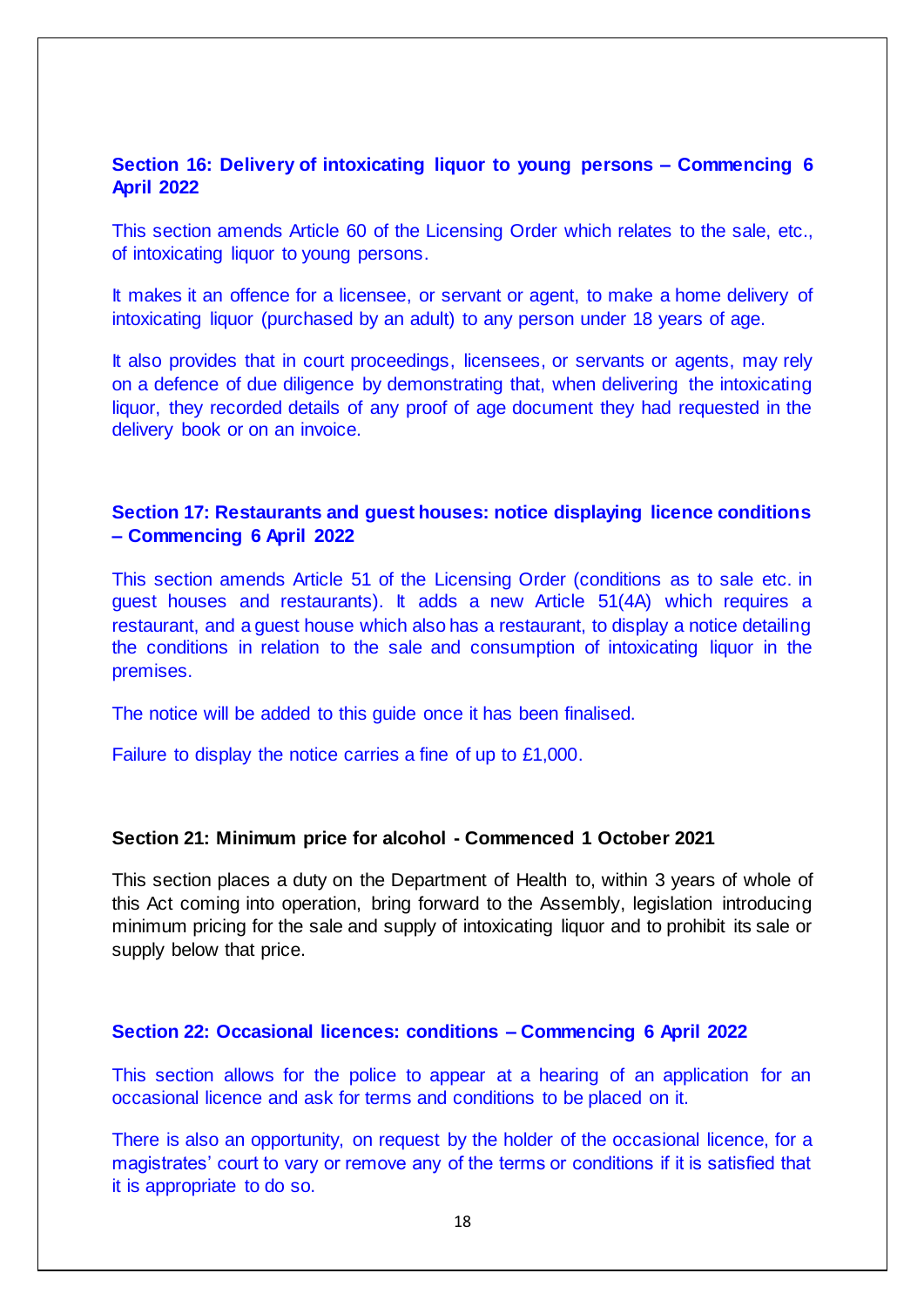### Section 16: Delivery of intoxicating liquor to young persons – Commencing 6 April 2022

This section amends Article 60 of the Licensing Order which relates to the sale, etc., of intoxicating liquor to young persons.

It makes it an offence for a licensee, or servant or agent, to make a home delivery of intoxicating liquor (purchased by an adult) to any person under 18 years of age.

It also provides that in court proceedings, licensees, or servants or agents, may rely on a defence of due diligence by demonstrating that, when delivering the intoxicating liquor, they recorded details of any proof of age document they had requested in the delivery book or on an invoice.

### Section 17: Restaurants and guest houses: notice displaying licence conditions – Commencing 6 April 2022

This section amends Article 51 of the Licensing Order (conditions as to sale etc. in guest houses and restaurants). It adds a new Article 51(4A) which requires a restaurant, and a guest house which also has a restaurant, to display a notice detailing the conditions in relation to the sale and consumption of intoxicating liquor in the premises.

The notice will be added to this guide once it has been finalised.

Failure to display the notice carries a fine of up to £1,000.

### Section 21: Minimum price for alcohol - Commenced 1 October 2021

This section places a duty on the Department of Health to, within 3 years of whole of this Act coming into operation, bring forward to the Assembly, legislation introducing minimum pricing for the sale and supply of intoxicating liquor and to prohibit its sale or supply below that price.

### Section 22: Occasional licences: conditions – Commencing 6 April 2022

This section allows for the police to appear at a hearing of an application for an occasional licence and ask for terms and conditions to be placed on it.

There is also an opportunity, on request by the holder of the occasional licence, for a magistrates' court to vary or remove any of the terms or conditions if it is satisfied that it is appropriate to do so.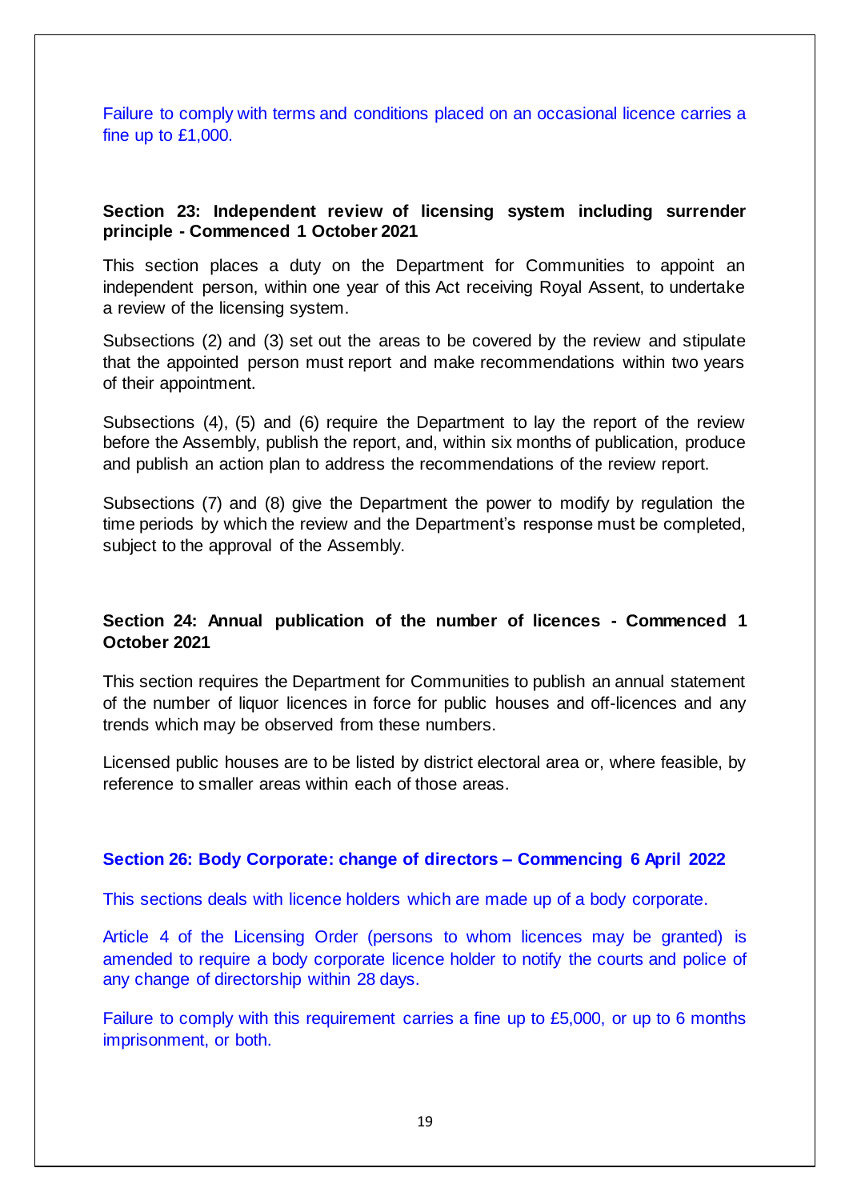Failure to comply with terms and conditions placed on an occasional licence carries a fine up to £1,000.

**Section 23: Independent review of licensing system including surrender principle - Commenced 1 October 2021**

This section places a duty on the Department for Communities to appoint an independent person, within one year of this Act receiving Royal Assent, to undertake a review of the licensing system.

Subsections (2) and (3) set out the areas to be covered by the review and stipulate that the appointed person must report and make recommendations within two years of their appointment.

Subsections (4), (5) and (6) require the Department to lay the report of the review before the Assembly, publish the report, and, within six months of publication, produce and publish an action plan to address the recommendations of the review report.

Subsections (7) and (8) give the Department the power to modify by regulation the time periods by which the review and the Department's response must be completed, subject to the approval of the Assembly.

**Section 24: Annual publication of the number of licences - Commenced 1 October 2021**

This section requires the Department for Communities to publish an annual statement of the number of liquor licences in force for public houses and off-licences and any trends which may be observed from these numbers.

Licensed public houses are to be listed by district electoral area or, where feasible, by reference to smaller areas within each of those areas.

**Section 26: Body Corporate: change of directors – Commencing 6 April 2022**

This sections deals with licence holders which are made up of a body corporate.

Article 4 of the Licensing Order (persons to whom licences may be granted) is amended to require a body corporate licence holder to notify the courts and police of any change of directorship within 28 days.

Failure to comply with this requirement carries a fine up to £5,000, or up to 6 months imprisonment, or both.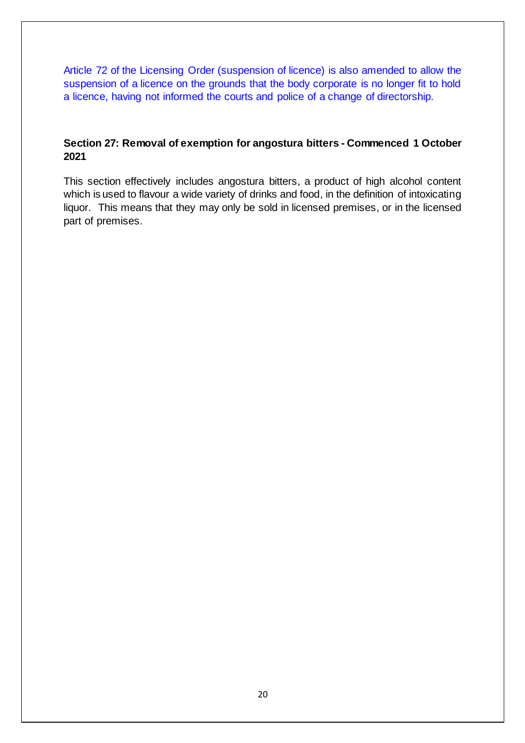Article 72 of the Licensing Order (suspension of licence) is also amended to allow the suspension of a licence on the grounds that the body corporate is no longer fit to hold a licence, having not informed the courts and police of a change of directorship.

**Section 27: Removal of exemption for angostura bitters - Commenced 1 October 2021**

This section effectively includes angostura bitters, a product of high alcohol content which is used to flavour a wide variety of drinks and food, in the definition of intoxicating liquor. This means that they may only be sold in licensed premises, or in the licensed part of premises.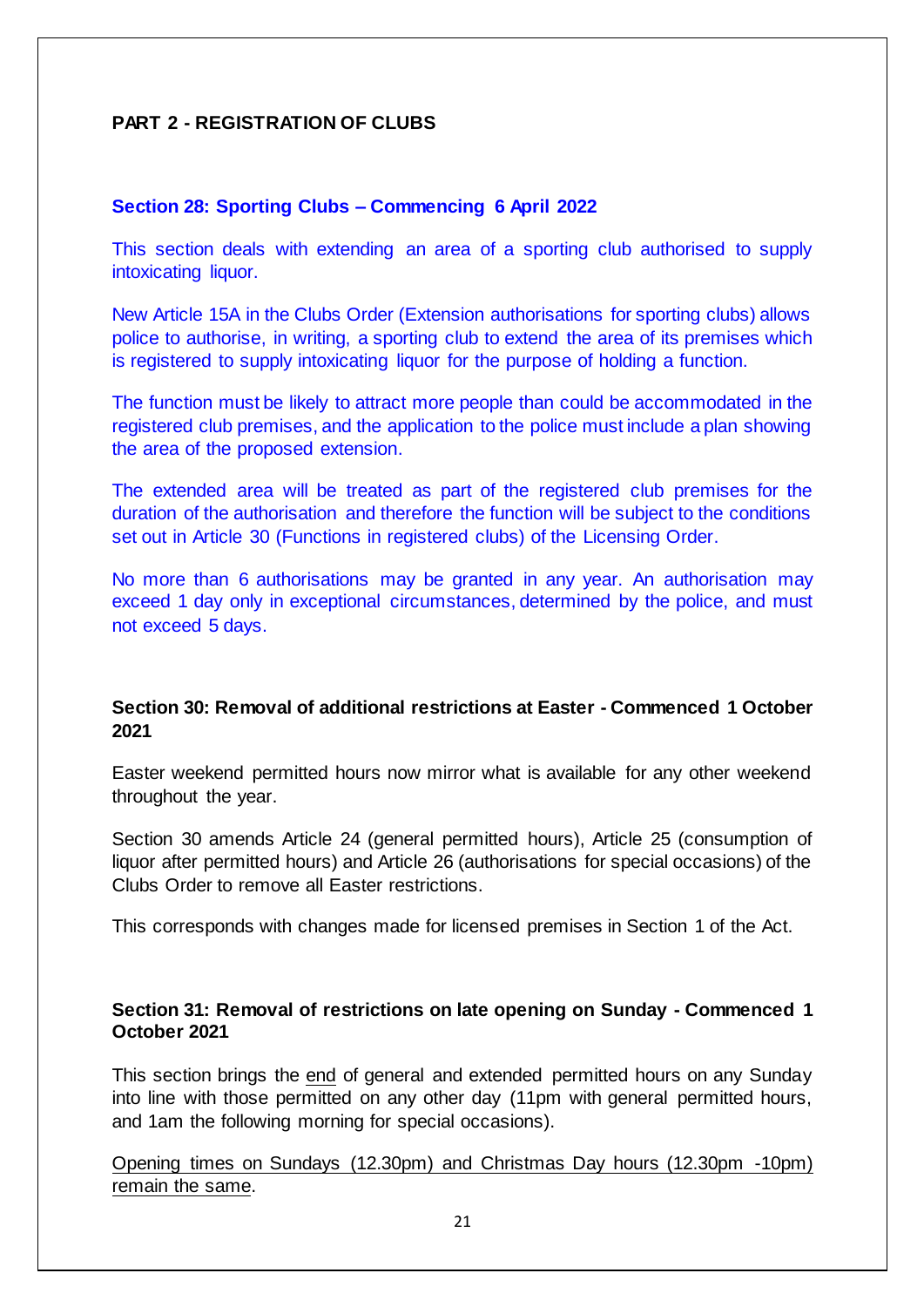## PART 2 - REGISTRATION OF CLUBS

### Section 28: Sporting Clubs – Commencing 6 April 2022

This section deals with extending an area of a sporting club authorised to supply intoxicating liquor.

New Article 15A in the Clubs Order (Extension authorisations for sporting clubs) allows police to authorise, in writing, a sporting club to extend the area of its premises which is registered to supply intoxicating liquor for the purpose of holding a function.

The function must be likely to attract more people than could be accommodated in the registered club premises, and the application to the police must include a plan showing the area of the proposed extension.

The extended area will be treated as part of the registered club premises for the duration of the authorisation and therefore the function will be subject to the conditions set out in Article 30 (Functions in registered clubs) of the Licensing Order.

No more than 6 authorisations may be granted in any year. An authorisation may exceed 1 day only in exceptional circumstances, determined by the police, and must not exceed 5 days.

### Section 30: Removal of additional restrictions at Easter - Commenced 1 October 2021

Easter weekend permitted hours now mirror what is available for any other weekend throughout the year.

Section 30 amends Article 24 (general permitted hours), Article 25 (consumption of liquor after permitted hours) and Article 26 (authorisations for special occasions) of the Clubs Order to remove all Easter restrictions.

This corresponds with changes made for licensed premises in Section 1 of the Act.

### Section 31: Removal of restrictions on late opening on Sunday - Commenced 1 October 2021

This section brings the end of general and extended permitted hours on any Sunday into line with those permitted on any other day (11pm with general permitted hours, and 1am the following morning for special occasions).

Opening times on Sundays (12.30pm) and Christmas Day hours (12.30pm -10pm) remain the same.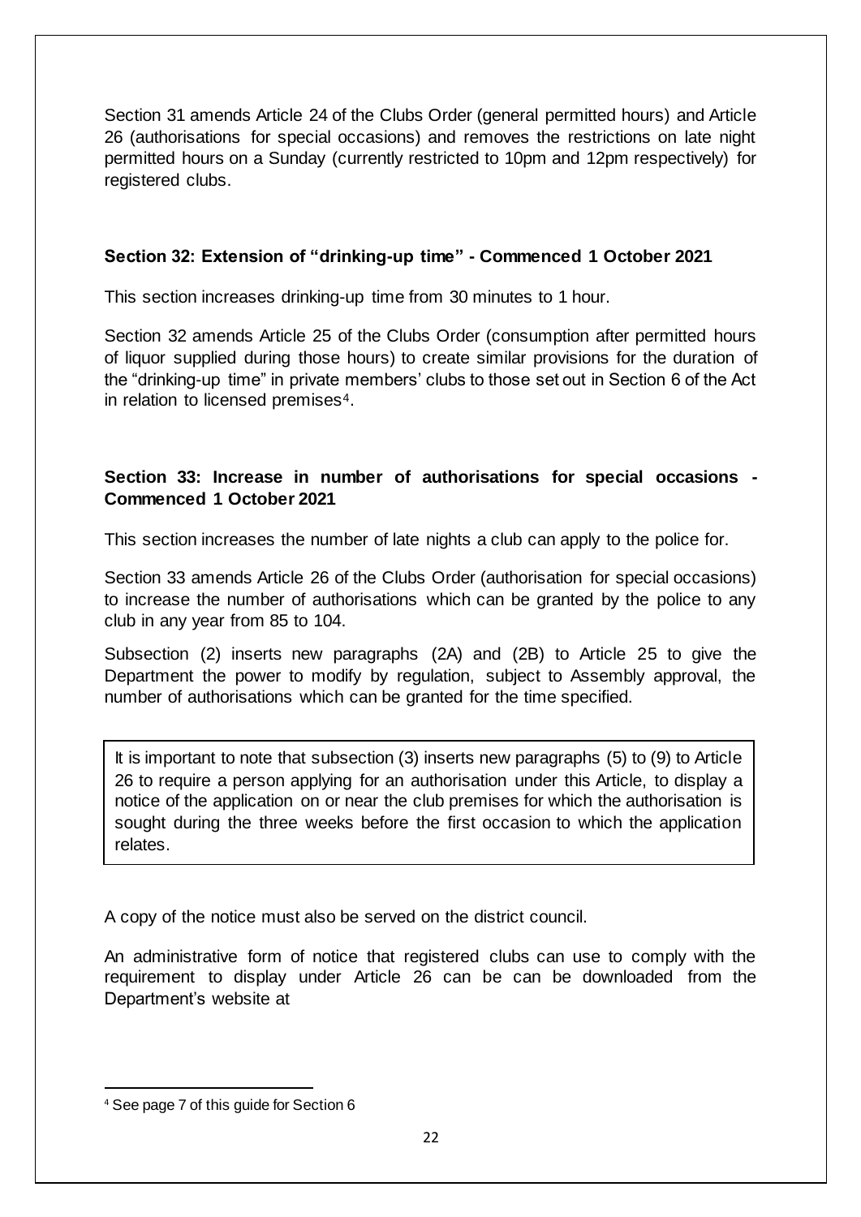Section 31 amends Article 24 of the Clubs Order (general permitted hours) and Article 26 (authorisations for special occasions) and removes the restrictions on late night permitted hours on a Sunday (currently restricted to 10pm and 12pm respectively) for registered clubs.

### Section 32: Extension of "drinking-up time" - Commenced 1 October 2021

This section increases drinking-up time from 30 minutes to 1 hour.

Section 32 amends Article 25 of the Clubs Order (consumption after permitted hours of liquor supplied during those hours) to create similar provisions for the duration of the "drinking-up time" in private members' clubs to those set out in Section 6 of the Act in relation to licensed premises[4].

### Section 33: Increase in number of authorisations for special occasions - Commenced 1 October 2021

This section increases the number of late nights a club can apply to the police for.

Section 33 amends Article 26 of the Clubs Order (authorisation for special occasions) to increase the number of authorisations which can be granted by the police to any club in any year from 85 to 104.

Subsection (2) inserts new paragraphs (2A) and (2B) to Article 25 to give the Department the power to modify by regulation, subject to Assembly approval, the number of authorisations which can be granted for the time specified.

> It is important to note that subsection (3) inserts new paragraphs (5) to (9) to Article 26 to require a person applying for an authorisation under this Article, to display a notice of the application on or near the club premises for which the authorisation is sought during the three weeks before the first occasion to which the application relates.

A copy of the notice must also be served on the district council.

An administrative form of notice that registered clubs can use to comply with the requirement to display under Article 26 can be can be downloaded from the Department's website at

---

[4] See page 7 of this guide for Section 6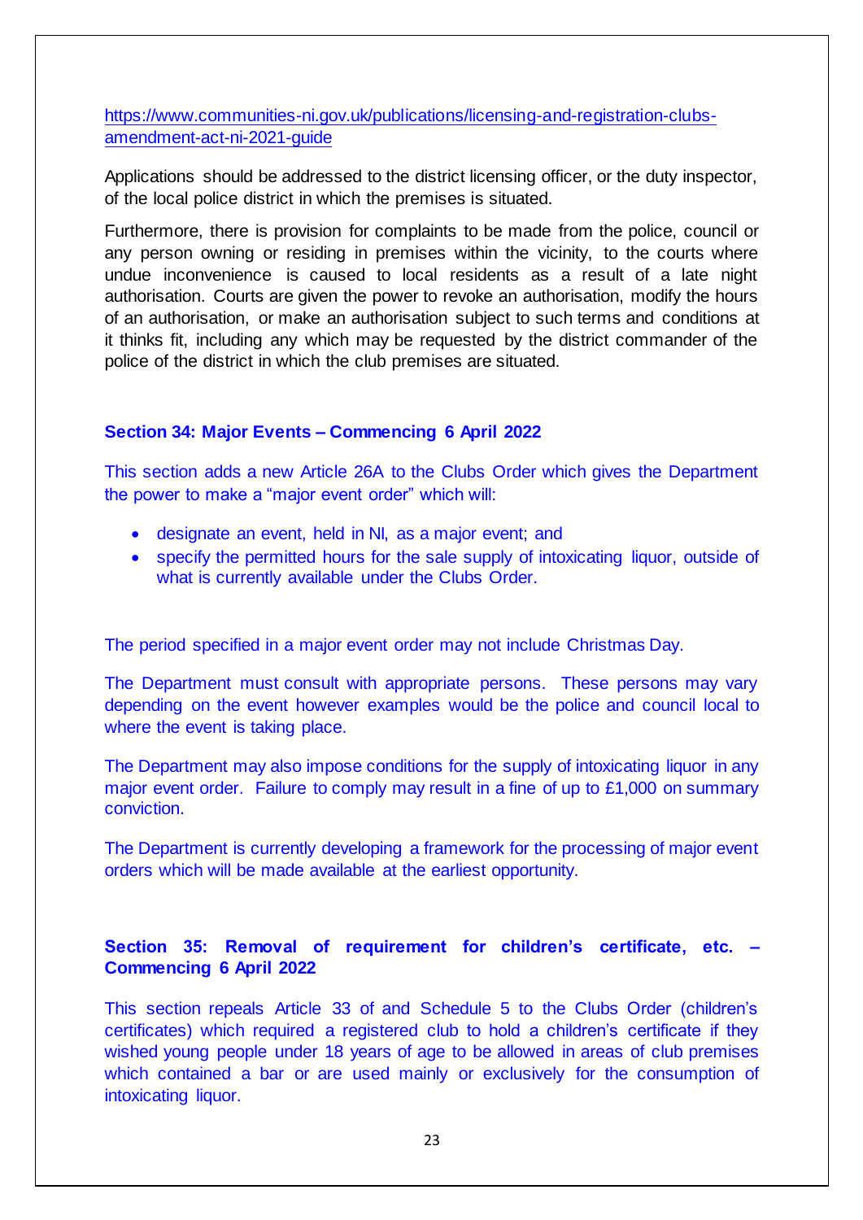[https://www.communities-ni.gov.uk/publications/licensing-and-registration-clubs-amendment-act-ni-2021-guide](https://www.communities-ni.gov.uk/publications/licensing-and-registration-clubs-amendment-act-ni-2021-guide)

Applications should be addressed to the district licensing officer, or the duty inspector, of the local police district in which the premises is situated.

Furthermore, there is provision for complaints to be made from the police, council or any person owning or residing in premises within the vicinity, to the courts where undue inconvenience is caused to local residents as a result of a late night authorisation. Courts are given the power to revoke an authorisation, modify the hours of an authorisation, or make an authorisation subject to such terms and conditions at it thinks fit, including any which may be requested by the district commander of the police of the district in which the club premises are situated.

**Section 34: Major Events – Commencing 6 April 2022**

This section adds a new Article 26A to the Clubs Order which gives the Department the power to make a "major event order" which will:

- designate an event, held in NI, as a major event; and
- specify the permitted hours for the sale supply of intoxicating liquor, outside of what is currently available under the Clubs Order.

The period specified in a major event order may not include Christmas Day.

The Department must consult with appropriate persons. These persons may vary depending on the event however examples would be the police and council local to where the event is taking place.

The Department may also impose conditions for the supply of intoxicating liquor in any major event order. Failure to comply may result in a fine of up to £1,000 on summary conviction.

The Department is currently developing a framework for the processing of major event orders which will be made available at the earliest opportunity.

**Section 35: Removal of requirement for children's certificate, etc. – Commencing 6 April 2022**

This section repeals Article 33 of and Schedule 5 to the Clubs Order (children's certificates) which required a registered club to hold a children's certificate if they wished young people under 18 years of age to be allowed in areas of club premises which contained a bar or are used mainly or exclusively for the consumption of intoxicating liquor.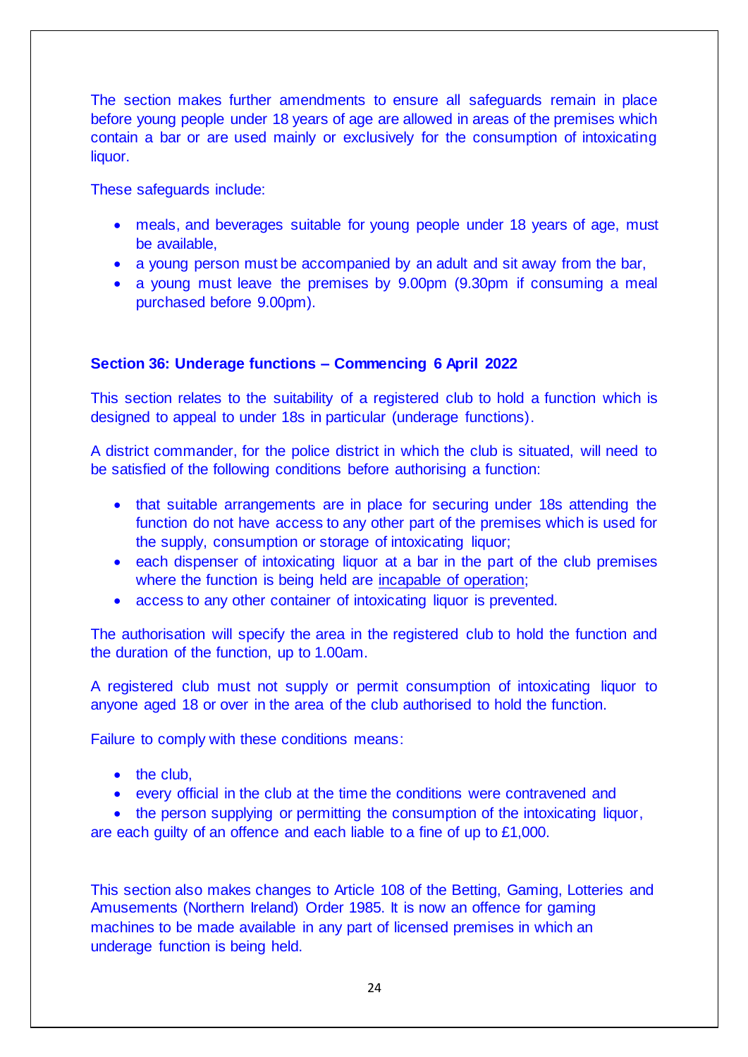The section makes further amendments to ensure all safeguards remain in place before young people under 18 years of age are allowed in areas of the premises which contain a bar or are used mainly or exclusively for the consumption of intoxicating liquor.

These safeguards include:

- meals, and beverages suitable for young people under 18 years of age, must be available,
- a young person must be accompanied by an adult and sit away from the bar,
- a young must leave the premises by 9.00pm (9.30pm if consuming a meal purchased before 9.00pm).

### Section 36: Underage functions – Commencing 6 April 2022

This section relates to the suitability of a registered club to hold a function which is designed to appeal to under 18s in particular (underage functions).

A district commander, for the police district in which the club is situated, will need to be satisfied of the following conditions before authorising a function:

- that suitable arrangements are in place for securing under 18s attending the function do not have access to any other part of the premises which is used for the supply, consumption or storage of intoxicating liquor;
- each dispenser of intoxicating liquor at a bar in the part of the club premises where the function is being held are incapable of operation;
- access to any other container of intoxicating liquor is prevented.

The authorisation will specify the area in the registered club to hold the function and the duration of the function, up to 1.00am.

A registered club must not supply or permit consumption of intoxicating liquor to anyone aged 18 or over in the area of the club authorised to hold the function.

Failure to comply with these conditions means:

- the club,
- every official in the club at the time the conditions were contravened and
- the person supplying or permitting the consumption of the intoxicating liquor,

are each guilty of an offence and each liable to a fine of up to £1,000.

This section also makes changes to Article 108 of the Betting, Gaming, Lotteries and Amusements (Northern Ireland) Order 1985. It is now an offence for gaming machines to be made available in any part of licensed premises in which an underage function is being held.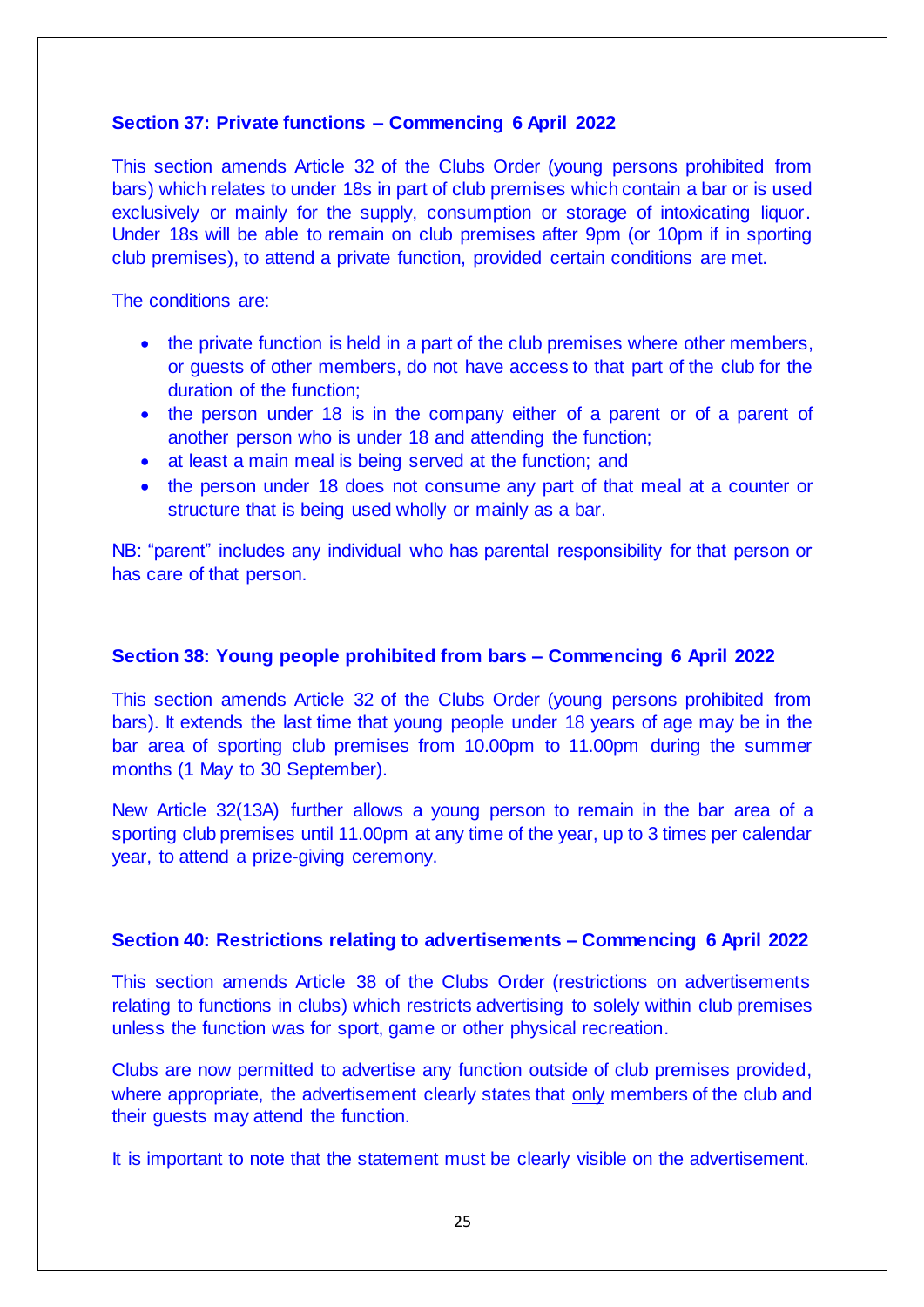### Section 37: Private functions – Commencing 6 April 2022

This section amends Article 32 of the Clubs Order (young persons prohibited from bars) which relates to under 18s in part of club premises which contain a bar or is used exclusively or mainly for the supply, consumption or storage of intoxicating liquor. Under 18s will be able to remain on club premises after 9pm (or 10pm if in sporting club premises), to attend a private function, provided certain conditions are met.

The conditions are:

- the private function is held in a part of the club premises where other members, or guests of other members, do not have access to that part of the club for the duration of the function;
- the person under 18 is in the company either of a parent or of a parent of another person who is under 18 and attending the function;
- at least a main meal is being served at the function; and
- the person under 18 does not consume any part of that meal at a counter or structure that is being used wholly or mainly as a bar.

NB: "parent" includes any individual who has parental responsibility for that person or has care of that person.

### Section 38: Young people prohibited from bars – Commencing 6 April 2022

This section amends Article 32 of the Clubs Order (young persons prohibited from bars). It extends the last time that young people under 18 years of age may be in the bar area of sporting club premises from 10.00pm to 11.00pm during the summer months (1 May to 30 September).

New Article 32(13A) further allows a young person to remain in the bar area of a sporting club premises until 11.00pm at any time of the year, up to 3 times per calendar year, to attend a prize-giving ceremony.

### Section 40: Restrictions relating to advertisements – Commencing 6 April 2022

This section amends Article 38 of the Clubs Order (restrictions on advertisements relating to functions in clubs) which restricts advertising to solely within club premises unless the function was for sport, game or other physical recreation.

Clubs are now permitted to advertise any function outside of club premises provided, where appropriate, the advertisement clearly states that <u>only</u> members of the club and their guests may attend the function.

It is important to note that the statement must be clearly visible on the advertisement.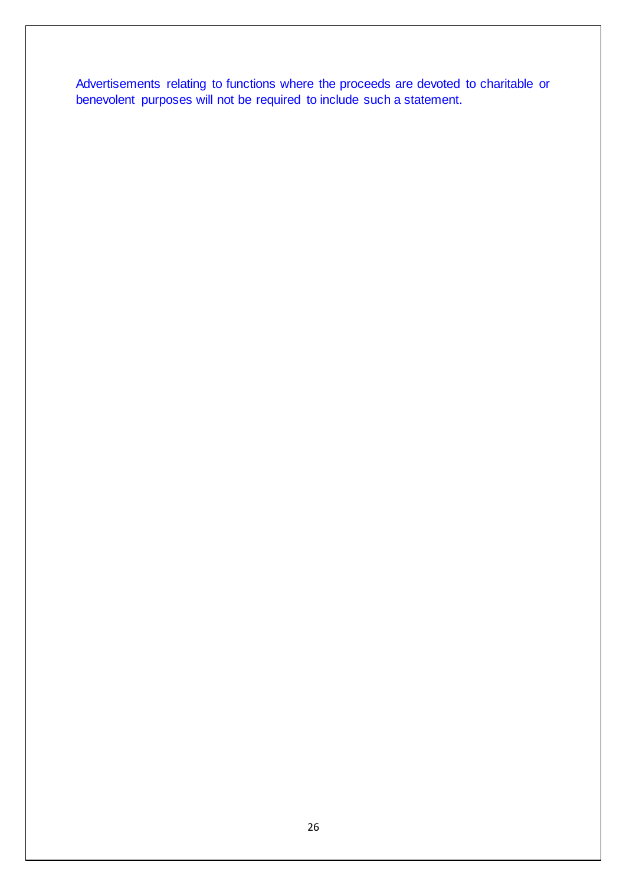Advertisements relating to functions where the proceeds are devoted to charitable or benevolent purposes will not be required to include such a statement.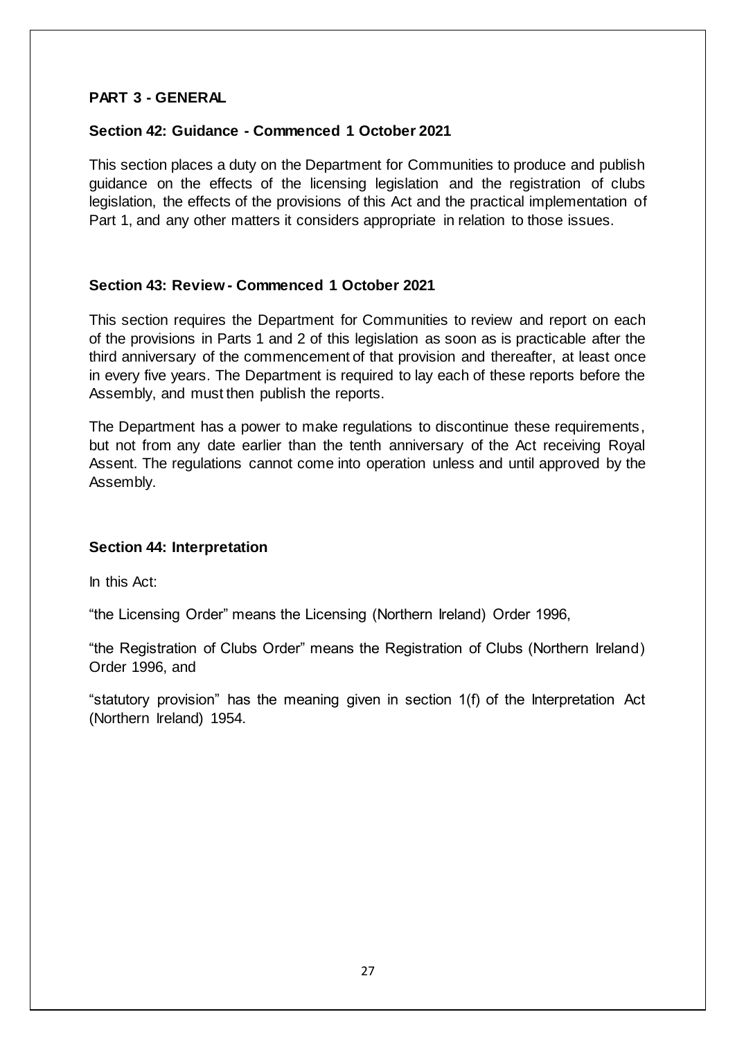**PART 3 - GENERAL**

**Section 42: Guidance - Commenced 1 October 2021**

This section places a duty on the Department for Communities to produce and publish guidance on the effects of the licensing legislation and the registration of clubs legislation, the effects of the provisions of this Act and the practical implementation of Part 1, and any other matters it considers appropriate in relation to those issues.

**Section 43: Review - Commenced 1 October 2021**

This section requires the Department for Communities to review and report on each of the provisions in Parts 1 and 2 of this legislation as soon as is practicable after the third anniversary of the commencement of that provision and thereafter, at least once in every five years. The Department is required to lay each of these reports before the Assembly, and must then publish the reports.

The Department has a power to make regulations to discontinue these requirements, but not from any date earlier than the tenth anniversary of the Act receiving Royal Assent. The regulations cannot come into operation unless and until approved by the Assembly.

**Section 44: Interpretation**

In this Act:

"the Licensing Order" means the Licensing (Northern Ireland) Order 1996,

"the Registration of Clubs Order" means the Registration of Clubs (Northern Ireland) Order 1996, and

"statutory provision" has the meaning given in section 1(f) of the Interpretation Act (Northern Ireland) 1954.